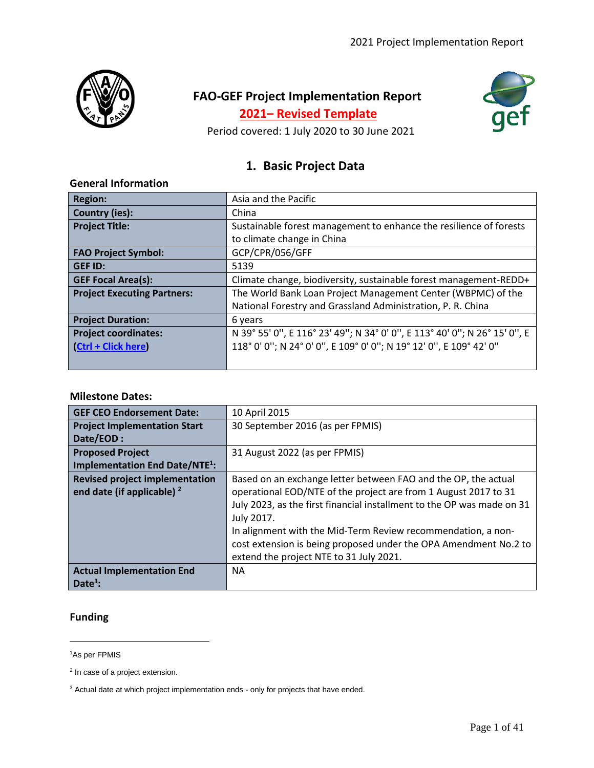# FAO-GEF Project Implementation Report

**2021– Revised Template**

Period covered: 1 July 2020 to 30 June 2021

## 1. Basic Project Data

### General Information

| | |
|---|---|
| **Region:** | Asia and the Pacific |
| **Country (ies):** | China |
| **Project Title:** | Sustainable forest management to enhance the resilience of forests to climate change in China |
| **FAO Project Symbol:** | GCP/CPR/056/GFF |
| **GEF ID:** | 5139 |
| **GEF Focal Area(s):** | Climate change, biodiversity, sustainable forest management-REDD+ |
| **Project Executing Partners:** | The World Bank Loan Project Management Center (WBPMC) of the National Forestry and Grassland Administration, P. R. China |
| **Project Duration:** | 6 years |
| **Project coordinates:** (Ctrl + Click here) | N 39° 55' 0'', E 116° 23' 49''; N 34° 0' 0'', E 113° 40' 0''; N 26° 15' 0'', E 118° 0' 0''; N 24° 0' 0'', E 109° 0' 0''; N 19° 12' 0'', E 109° 42' 0'' |

### Milestone Dates:

| | |
|---|---|
| **GEF CEO Endorsement Date:** | 10 April 2015 |
| **Project Implementation Start Date/EOD :** | 30 September 2016 (as per FPMIS) |
| **Proposed Project Implementation End Date/NTE[1]:** | 31 August 2022 (as per FPMIS) |
| **Revised project implementation end date (if applicable) [2]** | Based on an exchange letter between FAO and the OP, the actual operational EOD/NTE of the project are from 1 August 2017 to 31 July 2023, as the first financial installment to the OP was made on 31 July 2017.<br>In alignment with the Mid-Term Review recommendation, a non-cost extension is being proposed under the OPA Amendment No.2 to extend the project NTE to 31 July 2021. |
| **Actual Implementation End Date[3]:** | NA |

### Funding

[1] As per FPMIS

[2] In case of a project extension.

[3] Actual date at which project implementation ends - only for projects that have ended.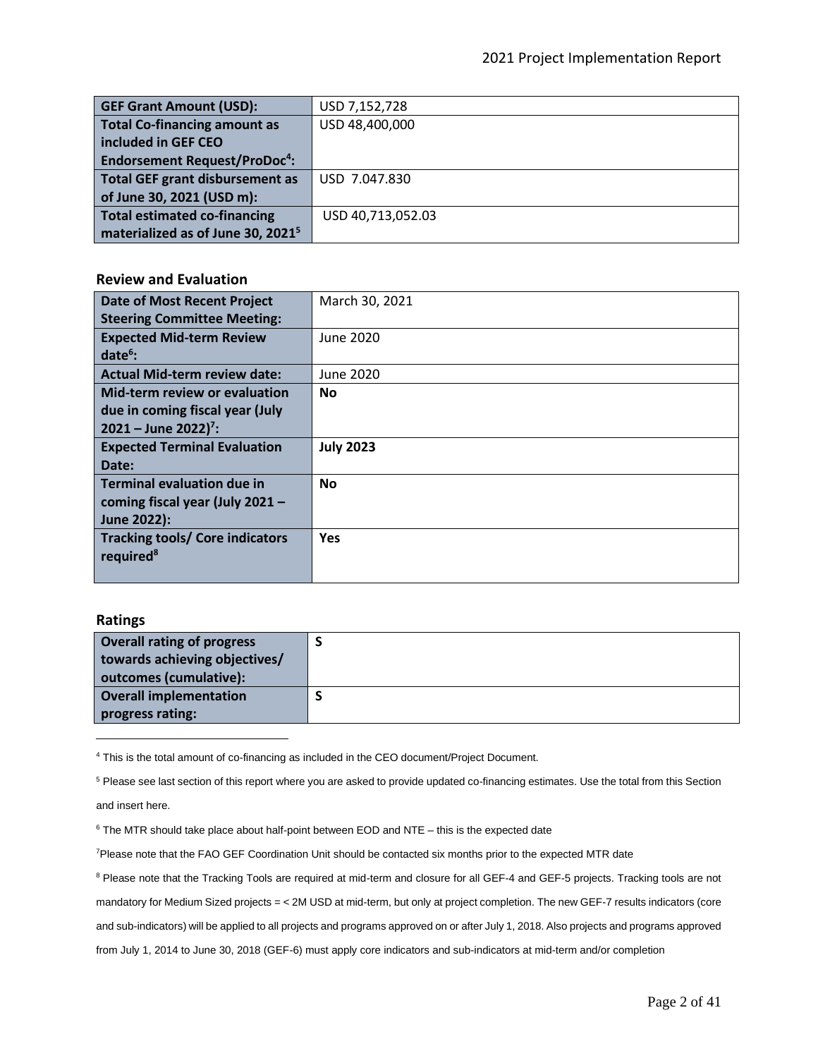| | |
|---|---|
| **GEF Grant Amount (USD):** | USD 7,152,728 |
| **Total Co-financing amount as included in GEF CEO Endorsement Request/ProDoc[4]:** | USD 48,400,000 |
| **Total GEF grant disbursement as of June 30, 2021 (USD m):** | USD 7.047.830 |
| **Total estimated co-financing materialized as of June 30, 2021[5]** | USD 40,713,052.03 |

### Review and Evaluation

| | |
|---|---|
| **Date of Most Recent Project Steering Committee Meeting:** | March 30, 2021 |
| **Expected Mid-term Review date[6]:** | June 2020 |
| **Actual Mid-term review date:** | June 2020 |
| **Mid-term review or evaluation due in coming fiscal year (July 2021 – June 2022)[7]:** | **No** |
| **Expected Terminal Evaluation Date:** | **July 2023** |
| **Terminal evaluation due in coming fiscal year (July 2021 – June 2022):** | **No** |
| **Tracking tools/ Core indicators required[8]** | **Yes** |

### Ratings

| | |
|---|---|
| **Overall rating of progress towards achieving objectives/ outcomes (cumulative):** | **S** |
| **Overall implementation progress rating:** | **S** |

[4] This is the total amount of co-financing as included in the CEO document/Project Document.

[5] Please see last section of this report where you are asked to provide updated co-financing estimates. Use the total from this Section and insert here.

[6] The MTR should take place about half-point between EOD and NTE – this is the expected date

[7] Please note that the FAO GEF Coordination Unit should be contacted six months prior to the expected MTR date

[8] Please note that the Tracking Tools are required at mid-term and closure for all GEF-4 and GEF-5 projects. Tracking tools are not mandatory for Medium Sized projects = < 2M USD at mid-term, but only at project completion. The new GEF-7 results indicators (core and sub-indicators) will be applied to all projects and programs approved on or after July 1, 2018. Also projects and programs approved from July 1, 2014 to June 30, 2018 (GEF-6) must apply core indicators and sub-indicators at mid-term and/or completion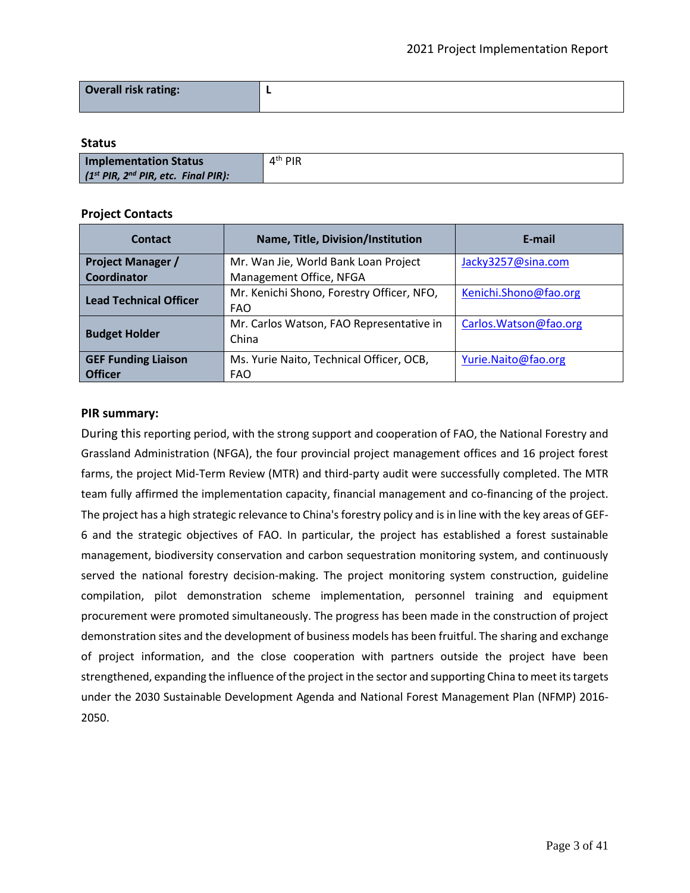| Overall risk rating: | L |
|---|---|

**Status**

| Implementation Status *(1st PIR, 2nd PIR, etc. Final PIR):* | 4th PIR |
|---|---|

**Project Contacts**

| Contact | Name, Title, Division/Institution | E-mail |
|---|---|---|
| **Project Manager / Coordinator** | Mr. Wan Jie, World Bank Loan Project Management Office, NFGA | Jacky3257@sina.com |
| **Lead Technical Officer** | Mr. Kenichi Shono, Forestry Officer, NFO, FAO | Kenichi.Shono@fao.org |
| **Budget Holder** | Mr. Carlos Watson, FAO Representative in China | Carlos.Watson@fao.org |
| **GEF Funding Liaison Officer** | Ms. Yurie Naito, Technical Officer, OCB, FAO | Yurie.Naito@fao.org |

**PIR summary:**

During this reporting period, with the strong support and cooperation of FAO, the National Forestry and Grassland Administration (NFGA), the four provincial project management offices and 16 project forest farms, the project Mid-Term Review (MTR) and third-party audit were successfully completed. The MTR team fully affirmed the implementation capacity, financial management and co-financing of the project. The project has a high strategic relevance to China's forestry policy and is in line with the key areas of GEF-6 and the strategic objectives of FAO. In particular, the project has established a forest sustainable management, biodiversity conservation and carbon sequestration monitoring system, and continuously served the national forestry decision-making. The project monitoring system construction, guideline compilation, pilot demonstration scheme implementation, personnel training and equipment procurement were promoted simultaneously. The progress has been made in the construction of project demonstration sites and the development of business models has been fruitful. The sharing and exchange of project information, and the close cooperation with partners outside the project have been strengthened, expanding the influence of the project in the sector and supporting China to meet its targets under the 2030 Sustainable Development Agenda and National Forest Management Plan (NFMP) 2016-2050.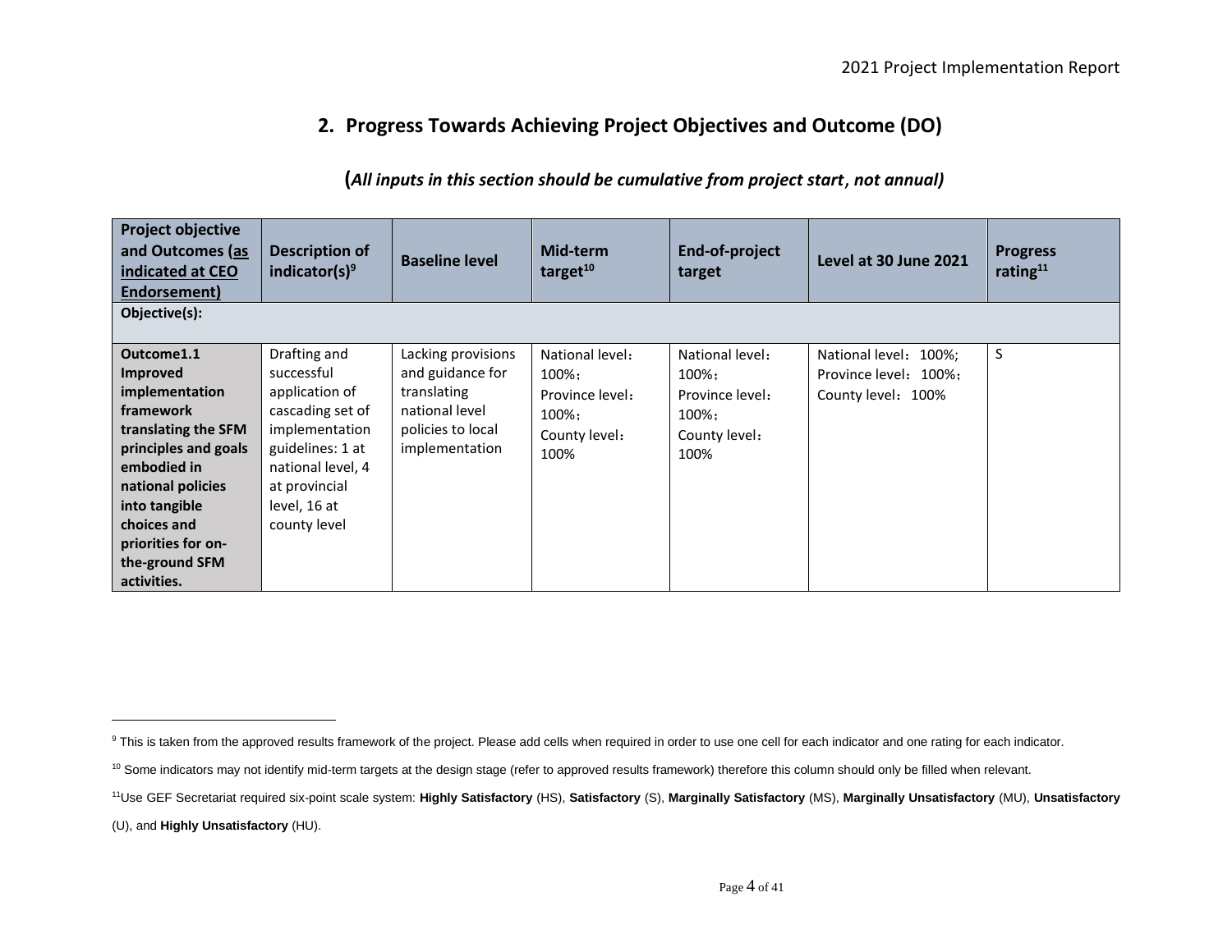## 2. Progress Towards Achieving Project Objectives and Outcome (DO)

### (*All inputs in this section should be cumulative from project start, not annual)*

| Project objective and Outcomes (as indicated at CEO Endorsement) | Description of indicator(s)[9] | Baseline level | Mid-term target[10] | End-of-project target | Level at 30 June 2021 | Progress rating[11] |
|---|---|---|---|---|---|---|
| **Objective(s):** | | | | | | |
| **Outcome1.1 Improved implementation framework translating the SFM principles and goals embodied in national policies into tangible choices and priorities for on-the-ground SFM activities.** | Drafting and successful application of cascading set of implementation guidelines: 1 at national level, 4 at provincial level, 16 at county level | Lacking provisions and guidance for translating national level policies to local implementation | National level：100%；Province level：100%；County level：100% | National level：100%；Province level：100%；County level：100% | National level：100%; Province level：100%；County level：100% | S |

[9] This is taken from the approved results framework of the project. Please add cells when required in order to use one cell for each indicator and one rating for each indicator.

[10] Some indicators may not identify mid-term targets at the design stage (refer to approved results framework) therefore this column should only be filled when relevant.

[11]Use GEF Secretariat required six-point scale system: **Highly Satisfactory** (HS), **Satisfactory** (S), **Marginally Satisfactory** (MS), **Marginally Unsatisfactory** (MU), **Unsatisfactory** (U), and **Highly Unsatisfactory** (HU).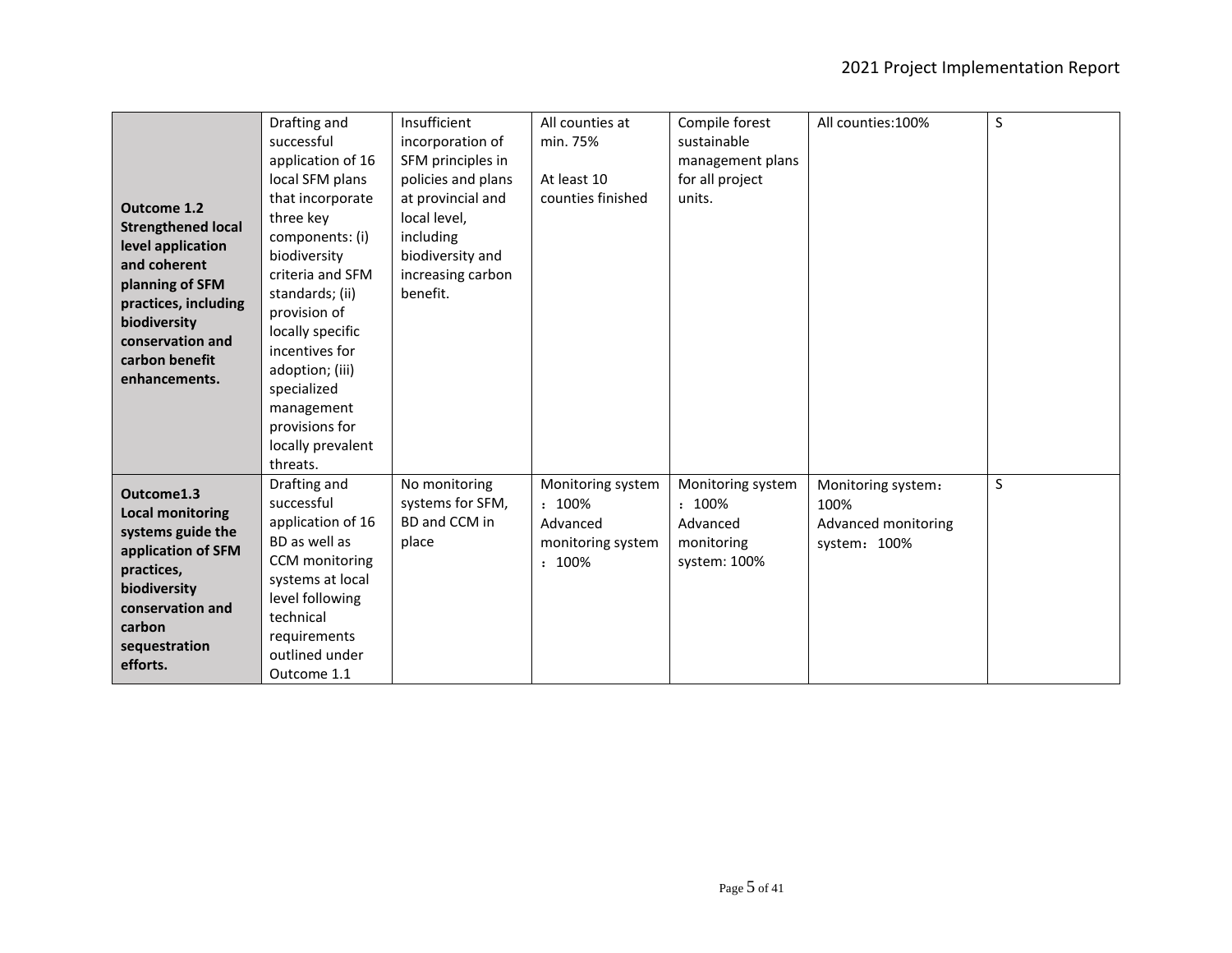| | | | | | | |
|---|---|---|---|---|---|---|
| **Outcome 1.2 Strengthened local level application and coherent planning of SFM practices, including biodiversity conservation and carbon benefit enhancements.** | Drafting and successful application of 16 local SFM plans that incorporate three key components: (i) biodiversity criteria and SFM standards; (ii) provision of locally specific incentives for adoption; (iii) specialized management provisions for locally prevalent threats. | Insufficient incorporation of SFM principles in policies and plans at provincial and local level, including biodiversity and increasing carbon benefit. | All counties at min. 75%<br><br>At least 10 counties finished | Compile forest sustainable management plans for all project units. | All counties:100% | S |
| **Outcome1.3 Local monitoring systems guide the application of SFM practices, biodiversity conservation and carbon sequestration efforts.** | Drafting and successful application of 16 BD as well as CCM monitoring systems at local level following technical requirements outlined under Outcome 1.1 | No monitoring systems for SFM, BD and CCM in place | Monitoring system：100%<br>Advanced monitoring system：100% | Monitoring system：100%<br>Advanced monitoring system: 100% | Monitoring system：100%<br>Advanced monitoring system：100% | S |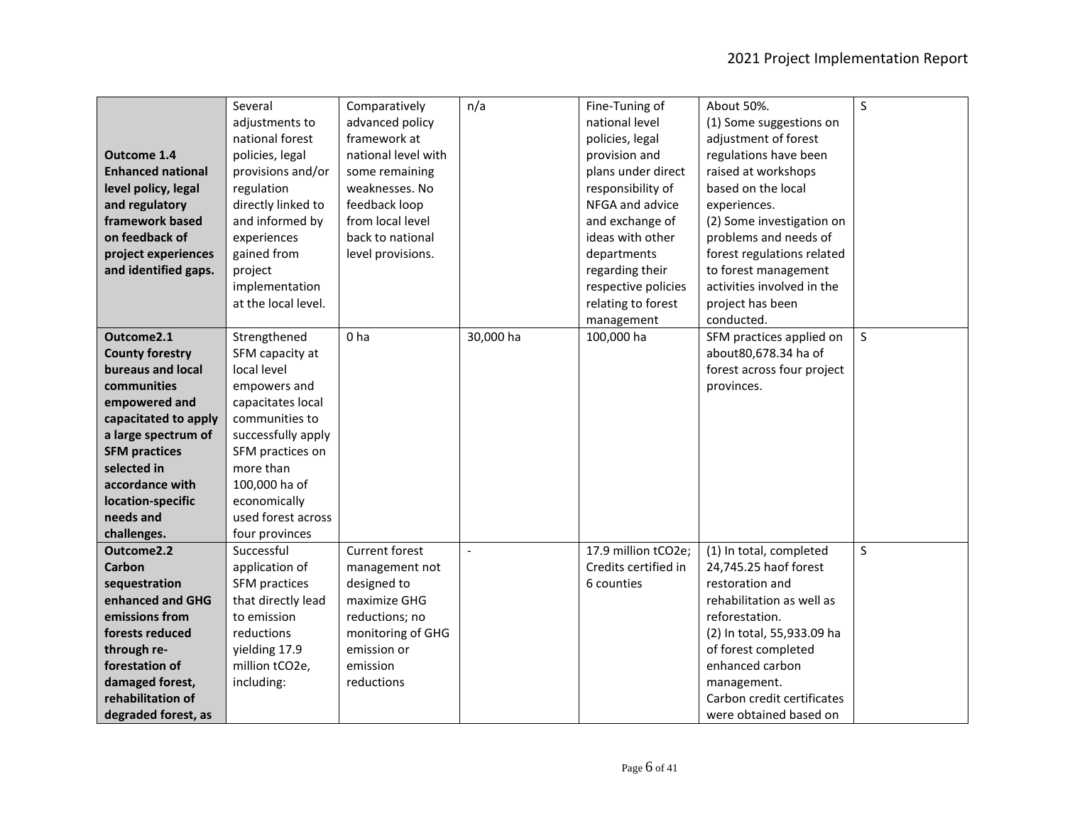| **Outcome 1.4 Enhanced national level policy, legal and regulatory framework based on feedback of project experiences and identified gaps.** | Several adjustments to national forest policies, legal provisions and/or regulation directly linked to and informed by experiences gained from project implementation at the local level. | Comparatively advanced policy framework at national level with some remaining weaknesses. No feedback loop from local level back to national level provisions. | n/a | Fine-Tuning of national level policies, legal provision and plans under direct responsibility of NFGA and advice and exchange of ideas with other departments regarding their respective policies relating to forest management | About 50%. (1) Some suggestions on adjustment of forest regulations have been raised at workshops based on the local experiences. (2) Some investigation on problems and needs of forest regulations related to forest management activities involved in the project has been conducted. | S |
|---|---|---|---|---|---|---|
| **Outcome2.1 County forestry bureaus and local communities empowered and capacitated to apply a large spectrum of SFM practices selected in accordance with location-specific needs and challenges.** | Strengthened SFM capacity at local level empowers and capacitates local communities to successfully apply SFM practices on more than 100,000 ha of economically used forest across four provinces | 0 ha | 30,000 ha | 100,000 ha | SFM practices applied on about80,678.34 ha of forest across four project provinces. | S |
| **Outcome2.2 Carbon sequestration enhanced and GHG emissions from forests reduced through re-forestation of damaged forest, rehabilitation of degraded forest, as** | Successful application of SFM practices that directly lead to emission reductions yielding 17.9 million tCO2e, including: | Current forest management not designed to maximize GHG reductions; no monitoring of GHG emission or emission reductions | - | 17.9 million tCO2e; Credits certified in 6 counties | (1) In total, completed 24,745.25 haof forest restoration and rehabilitation as well as reforestation. (2) In total, 55,933.09 ha of forest completed enhanced carbon management. Carbon credit certificates were obtained based on | S |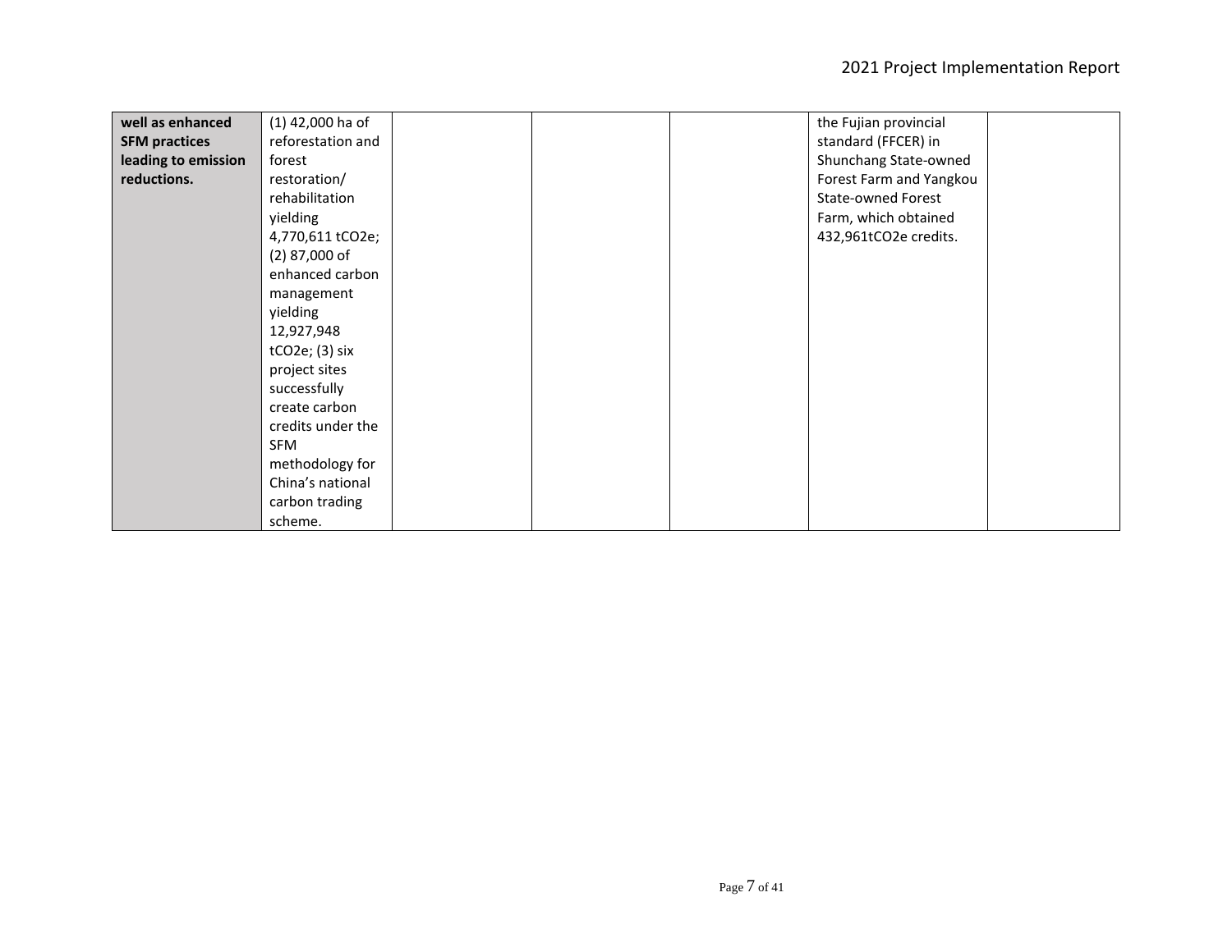| | | | | | | |
|---|---|---|---|---|---|---|
| **well as enhanced SFM practices leading to emission reductions.** | (1) 42,000 ha of reforestation and forest restoration/ rehabilitation yielding 4,770,611 $tCO_2e$; (2) 87,000 of enhanced carbon management yielding 12,927,948 $tCO_2e$; (3) six project sites successfully create carbon credits under the SFM methodology for China's national carbon trading scheme. | | | | the Fujian provincial standard (FFCER) in Shunchang State-owned Forest Farm and Yangkou State-owned Forest Farm, which obtained 432,961$tCO_2e$ credits. | |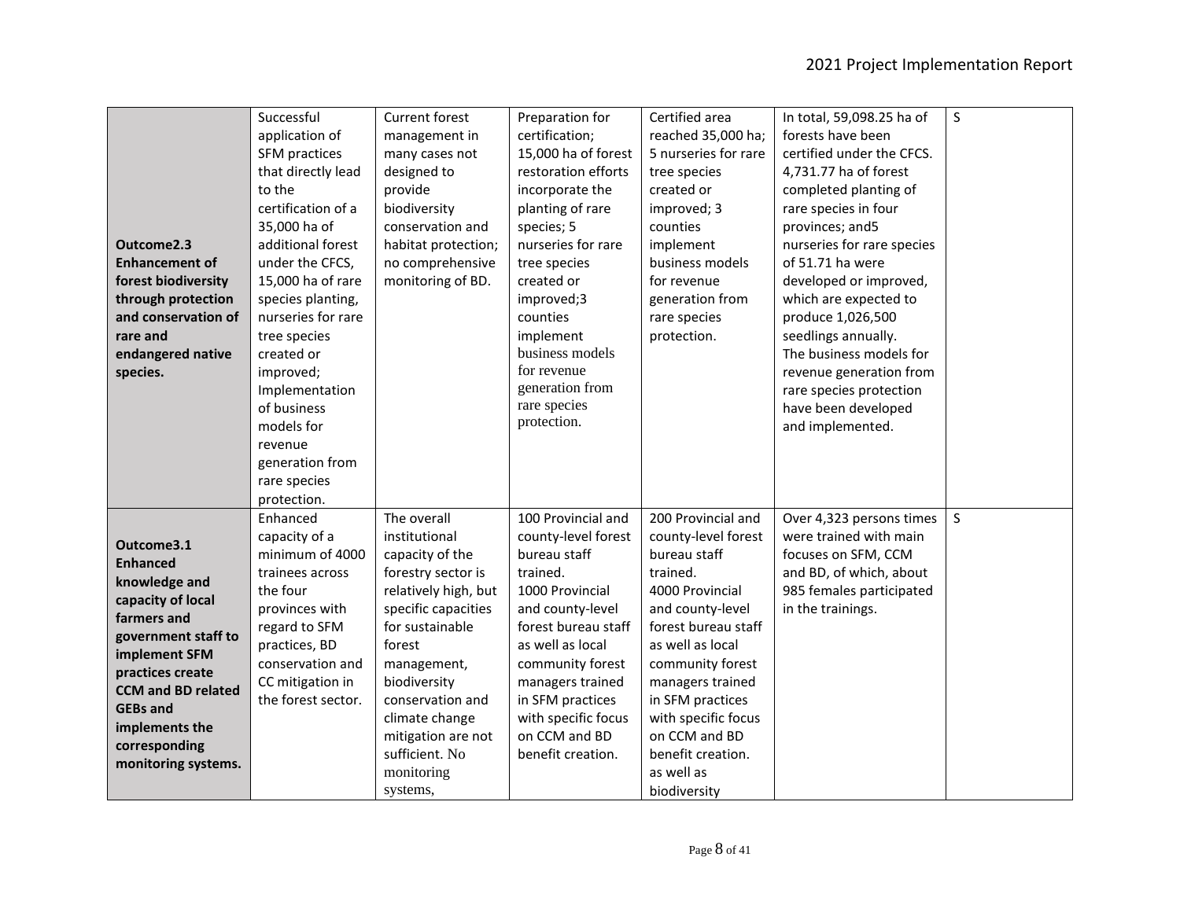| | | | | | | |
|---|---|---|---|---|---|---|
| **Outcome2.3 Enhancement of forest biodiversity through protection and conservation of rare and endangered native species.** | Successful application of SFM practices that directly lead to the certification of a 35,000 ha of additional forest under the CFCS, 15,000 ha of rare species planting, nurseries for rare tree species created or improved; Implementation of business models for revenue generation from rare species protection. | Current forest management in many cases not designed to provide biodiversity conservation and habitat protection; no comprehensive monitoring of BD. | Preparation for certification; 15,000 ha of forest restoration efforts incorporate the planting of rare species; 5 nurseries for rare tree species created or improved;3 counties implement business models for revenue generation from rare species protection. | Certified area reached 35,000 ha; 5 nurseries for rare tree species created or improved; 3 counties implement business models for revenue generation from rare species protection. | In total, 59,098.25 ha of forests have been certified under the CFCS. 4,731.77 ha of forest completed planting of rare species in four provinces; and5 nurseries for rare species of 51.71 ha were developed or improved, which are expected to produce 1,026,500 seedlings annually. The business models for revenue generation from rare species protection have been developed and implemented. | S |
| **Outcome3.1 Enhanced knowledge and capacity of local farmers and government staff to implement SFM practices create CCM and BD related GEBs and implements the corresponding monitoring systems.** | Enhanced capacity of a minimum of 4000 trainees across the four provinces with regard to SFM practices, BD conservation and CC mitigation in the forest sector. | The overall institutional capacity of the forestry sector is relatively high, but specific capacities for sustainable forest management, biodiversity conservation and climate change mitigation are not sufficient. No monitoring systems, | 100 Provincial and county-level forest bureau staff trained. 1000 Provincial and county-level forest bureau staff as well as local community forest managers trained in SFM practices with specific focus on CCM and BD benefit creation. | 200 Provincial and county-level forest bureau staff trained. 4000 Provincial and county-level forest bureau staff as well as local community forest managers trained in SFM practices with specific focus on CCM and BD benefit creation. as well as biodiversity | Over 4,323 persons times were trained with main focuses on SFM, CCM and BD, of which, about 985 females participated in the trainings. | S |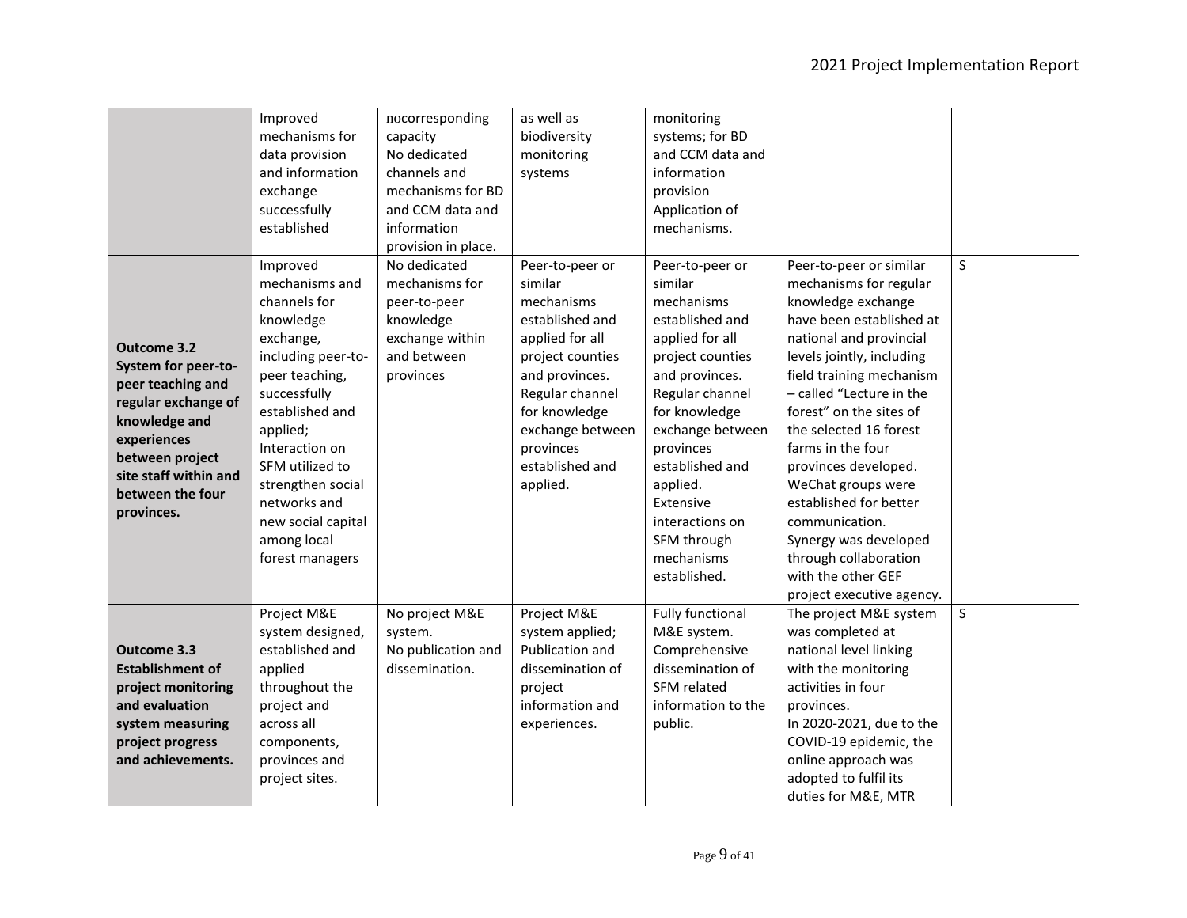| | | | | | | |
|---|---|---|---|---|---|---|
| | Improved mechanisms for data provision and information exchange successfully established | nocorresponding capacity No dedicated channels and mechanisms for BD and CCM data and information provision in place. | as well as biodiversity monitoring systems | monitoring systems; for BD and CCM data and information provision Application of mechanisms. | | |
| **Outcome 3.2 System for peer-to-peer teaching and regular exchange of knowledge and experiences between project site staff within and between the four provinces.** | Improved mechanisms and channels for knowledge exchange, including peer-to-peer teaching, successfully established and applied; Interaction on SFM utilized to strengthen social networks and new social capital among local forest managers | No dedicated mechanisms for peer-to-peer knowledge exchange within and between provinces | Peer-to-peer or similar mechanisms established and applied for all project counties and provinces. Regular channel for knowledge exchange between provinces established and applied. | Peer-to-peer or similar mechanisms established and applied for all project counties and provinces. Regular channel for knowledge exchange between provinces established and applied. Extensive interactions on SFM through mechanisms established. | Peer-to-peer or similar mechanisms for regular knowledge exchange have been established at national and provincial levels jointly, including field training mechanism – called "Lecture in the forest" on the sites of the selected 16 forest farms in the four provinces developed. WeChat groups were established for better communication. Synergy was developed through collaboration with the other GEF project executive agency. | S |
| **Outcome 3.3 Establishment of project monitoring and evaluation system measuring project progress and achievements.** | Project M&E system designed, established and applied throughout the project and across all components, provinces and project sites. | No project M&E system. No publication and dissemination. | Project M&E system applied; Publication and dissemination of project information and experiences. | Fully functional M&E system. Comprehensive dissemination of SFM related information to the public. | The project M&E system was completed at national level linking with the monitoring activities in four provinces. In 2020-2021, due to the COVID-19 epidemic, the online approach was adopted to fulfil its duties for M&E, MTR | S |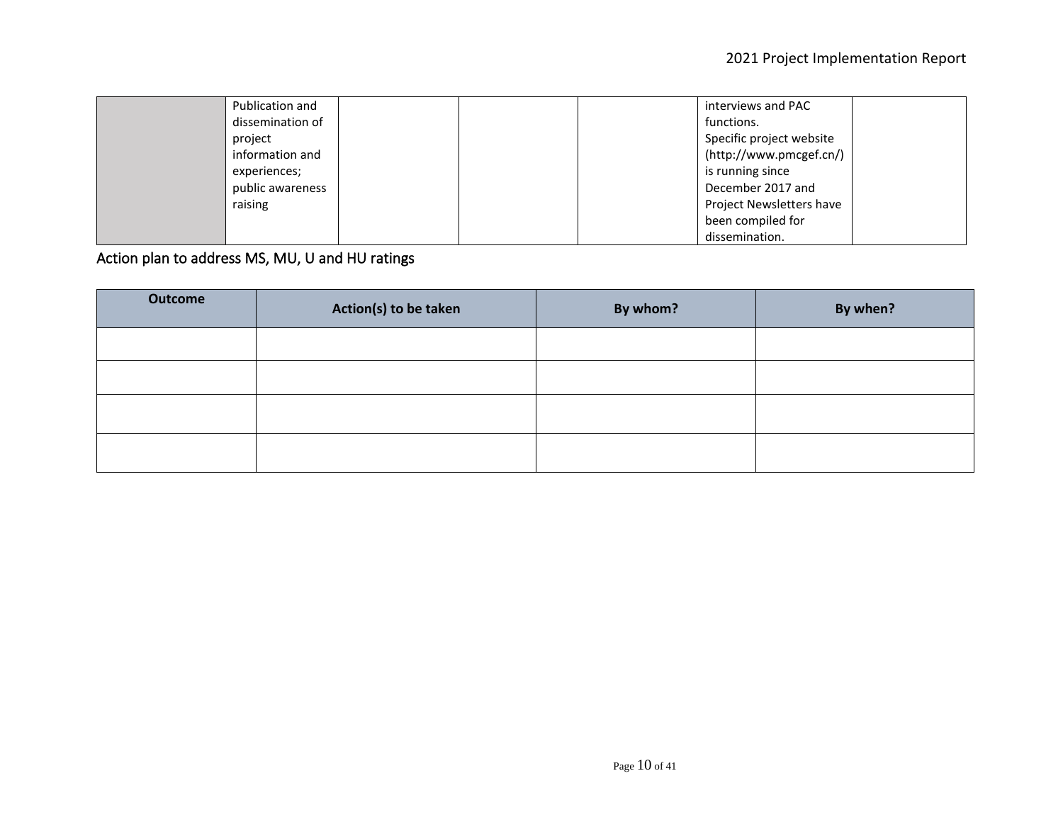| | | | | | | |
|---|---|---|---|---|---|---|
| | Publication and dissemination of project information and experiences; public awareness raising | | | | interviews and PAC functions. Specific project website (http://www.pmcgef.cn/) is running since December 2017 and Project Newsletters have been compiled for dissemination. | |

## Action plan to address MS, MU, U and HU ratings

| Outcome | Action(s) to be taken | By whom? | By when? |
|---|---|---|---|
| | | | |
| | | | |
| | | | |
| | | | |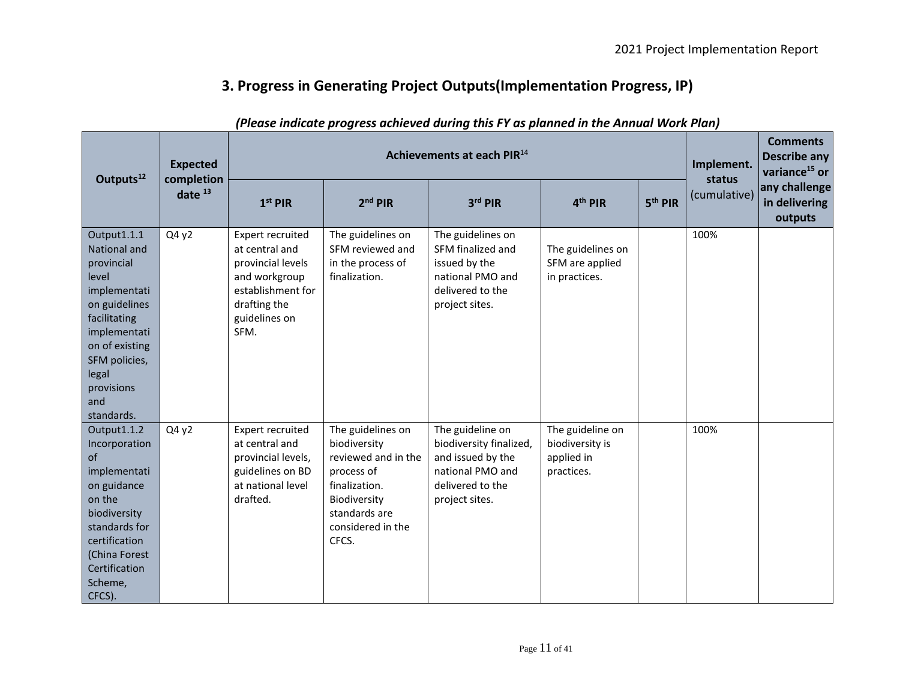# 3. Progress in Generating Project Outputs(Implementation Progress, IP)

***(Please indicate progress achieved during this FY as planned in the Annual Work Plan)***

| Outputs[12] | Expected completion date [13] | Achievements at each PIR[14] | | | | | Implement. status (cumulative) | Comments Describe any variance[15] or any challenge in delivering outputs |
|---|---|---|---|---|---|---|---|---|
| | | 1st PIR | 2nd PIR | 3rd PIR | 4th PIR | 5th PIR | | |
| Output1.1.1 National and provincial level implementation guidelines facilitating implementation of existing SFM policies, legal provisions and standards. | Q4 y2 | Expert recruited at central and provincial levels and workgroup establishment for drafting the guidelines on SFM. | The guidelines on SFM reviewed and in the process of finalization. | The guidelines on SFM finalized and issued by the national PMO and delivered to the project sites. | The guidelines on SFM are applied in practices. | | 100% | |
| Output1.1.2 Incorporation of implementation guidance on the biodiversity standards for certification (China Forest Certification Scheme, CFCS). | Q4 y2 | Expert recruited at central and provincial levels, guidelines on BD at national level drafted. | The guidelines on biodiversity reviewed and in the process of finalization. Biodiversity standards are considered in the CFCS. | The guideline on biodiversity finalized, and issued by the national PMO and delivered to the project sites. | The guideline on biodiversity is applied in practices. | | 100% | |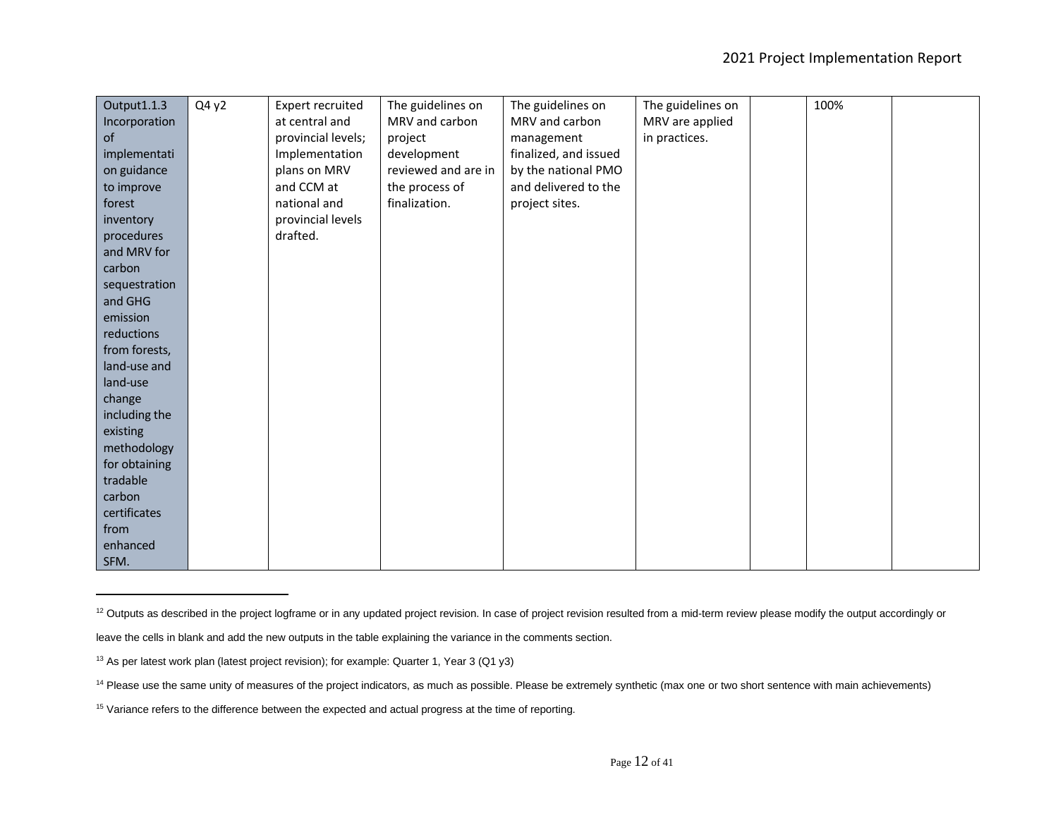| | | | | | | | | |
|---|---|---|---|---|---|---|---|---|
| Output1.1.3 Incorporation of implementation guidance to improve forest inventory procedures and MRV for carbon sequestration and GHG emission reductions from forests, land-use and land-use change including the existing methodology for obtaining tradable carbon certificates from enhanced SFM. | Q4 y2 | Expert recruited at central and provincial levels; Implementation plans on MRV and CCM at national and provincial levels drafted. | The guidelines on MRV and carbon project development reviewed and are in the process of finalization. | The guidelines on MRV and carbon management finalized, and issued by the national PMO and delivered to the project sites. | The guidelines on MRV are applied in practices. | | 100% | |

[12] Outputs as described in the project logframe or in any updated project revision. In case of project revision resulted from a mid-term review please modify the output accordingly or leave the cells in blank and add the new outputs in the table explaining the variance in the comments section.

[13] As per latest work plan (latest project revision); for example: Quarter 1, Year 3 (Q1 y3)

[14] Please use the same unity of measures of the project indicators, as much as possible. Please be extremely synthetic (max one or two short sentence with main achievements)

[15] Variance refers to the difference between the expected and actual progress at the time of reporting.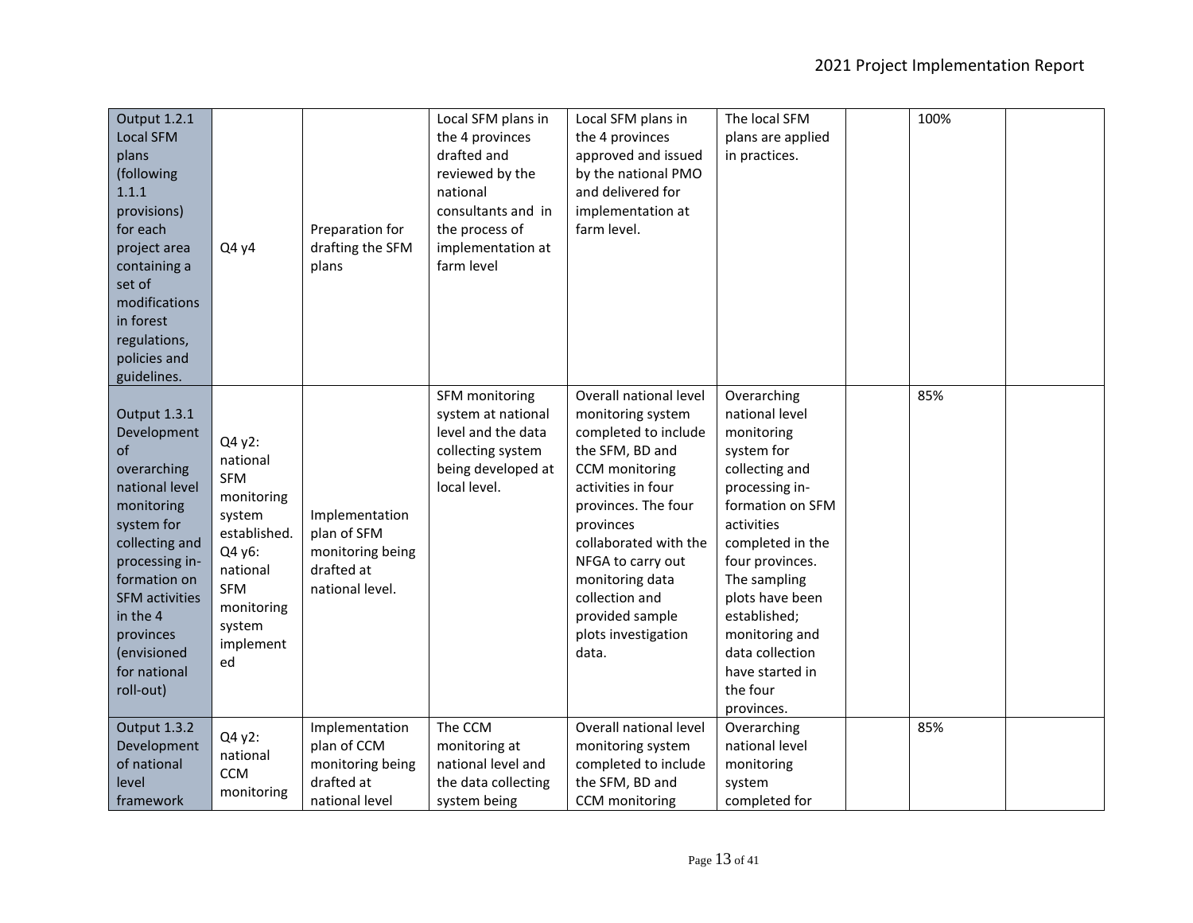| Output 1.2.1 Local SFM plans (following 1.1.1 provisions) for each project area containing a set of modifications in forest regulations, policies and guidelines. | Q4 y4 | Preparation for drafting the SFM plans | Local SFM plans in the 4 provinces drafted and reviewed by the national consultants and in the process of implementation at farm level | Local SFM plans in the 4 provinces approved and issued by the national PMO and delivered for implementation at farm level. | The local SFM plans are applied in practices. | | 100% | |
|---|---|---|---|---|---|---|---|---|
| Output 1.3.1 Development of overarching national level monitoring system for collecting and processing in-formation on SFM activities in the 4 provinces (envisioned for national roll-out) | Q4 y2: national SFM monitoring system established. Q4 y6: national SFM monitoring system implemented | Implementation plan of SFM monitoring being drafted at national level. | SFM monitoring system at national level and the data collecting system being developed at local level. | Overall national level monitoring system completed to include the SFM, BD and CCM monitoring activities in four provinces. The four provinces collaborated with the NFGA to carry out monitoring data collection and provided sample plots investigation data. | Overarching national level monitoring system for collecting and processing in-formation on SFM activities completed in the four provinces. The sampling plots have been established; monitoring and data collection have started in the four provinces. | | 85% | |
| Output 1.3.2 Development of national level framework | Q4 y2: national CCM monitoring | Implementation plan of CCM monitoring being drafted at national level | The CCM monitoring at national level and the data collecting system being | Overall national level monitoring system completed to include the SFM, BD and CCM monitoring | Overarching national level monitoring system completed for | | 85% | |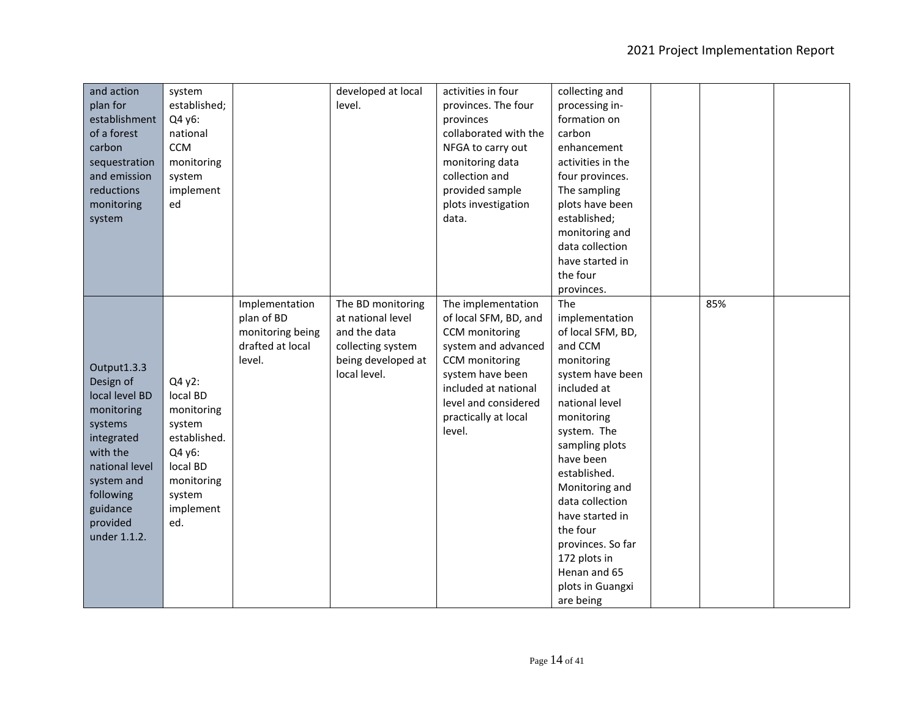| | | | | | | | | |
|---|---|---|---|---|---|---|---|---|
| and action plan for establishment of a forest carbon sequestration and emission reductions monitoring system | system established; Q4 y6: national CCM monitoring system implemented | | developed at local level. | activities in four provinces. The four provinces collaborated with the NFGA to carry out monitoring data collection and provided sample plots investigation data. | collecting and processing information on carbon enhancement activities in the four provinces. The sampling plots have been established; monitoring and data collection have started in the four provinces. | | | |
| Output1.3.3 Design of local level BD monitoring systems integrated with the national level system and following guidance provided under 1.1.2. | Q4 y2: local BD monitoring system established. Q4 y6: local BD monitoring system implemented. | Implementation plan of BD monitoring being drafted at local level. | The BD monitoring at national level and the data collecting system being developed at local level. | The implementation of local SFM, BD, and CCM monitoring system and advanced CCM monitoring system have been included at national level and considered practically at local level. | The implementation of local SFM, BD, and CCM monitoring system have been included at national level monitoring system. The sampling plots have been established. Monitoring and data collection have started in the four provinces. So far 172 plots in Henan and 65 plots in Guangxi are being | | 85% | |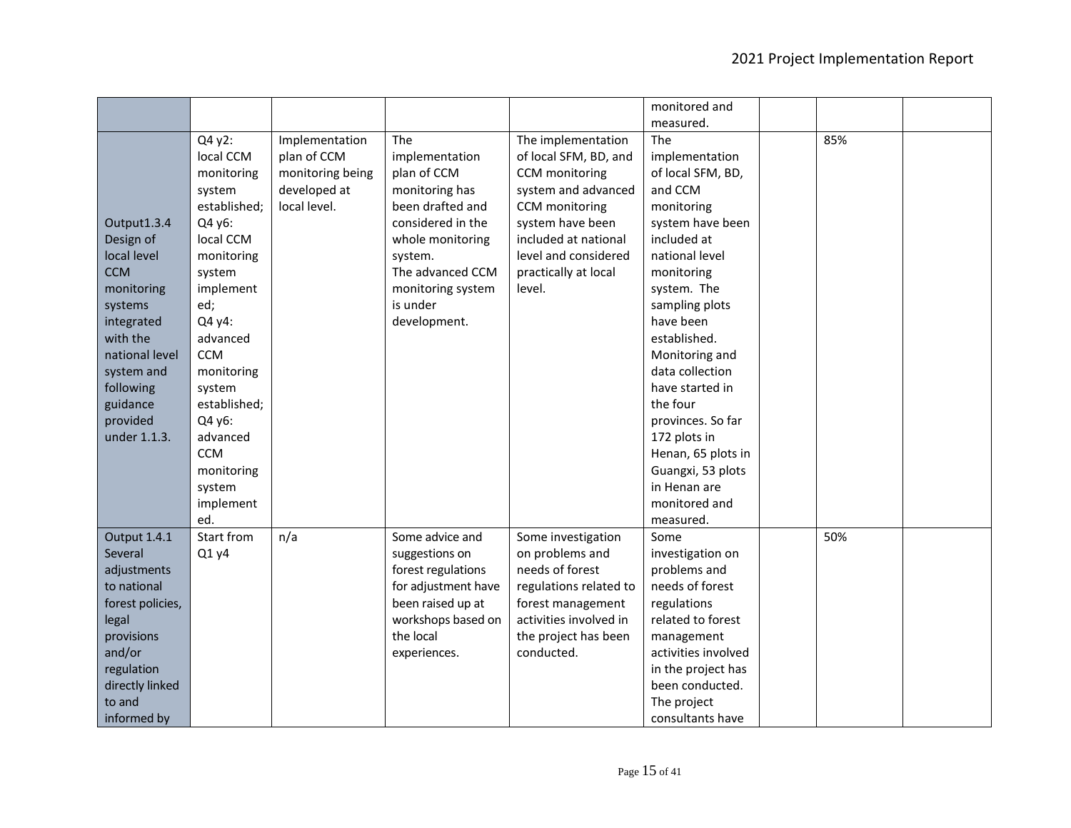| | | | | | | | | |
|---|---|---|---|---|---|---|---|---|
| | | | | | monitored and measured. | | | |
| Output1.3.4 Design of local level CCM monitoring systems integrated with the national level system and following guidance provided under 1.1.3. | Q4 y2: local CCM monitoring system established; Q4 y6: local CCM monitoring system implemented; Q4 y4: advanced CCM monitoring system established; Q4 y6: advanced CCM monitoring system implemented. | Implementation plan of CCM monitoring being developed at local level. | The implementation plan of CCM monitoring has been drafted and considered in the whole monitoring system. The advanced CCM monitoring system is under development. | The implementation of local SFM, BD, and CCM monitoring system and advanced CCM monitoring system have been included at national level and considered practically at local level. | The implementation of local SFM, BD, and CCM monitoring system have been included at national level monitoring system. The sampling plots have been established. Monitoring and data collection have started in the four provinces. So far 172 plots in Henan, 65 plots in Guangxi, 53 plots in Henan are monitored and measured. | | 85% | |
| Output 1.4.1 Several adjustments to national forest policies, legal provisions and/or regulation directly linked to and informed by | Start from Q1 y4 | n/a | Some advice and suggestions on forest regulations for adjustment have been raised up at workshops based on the local experiences. | Some investigation on problems and needs of forest regulations related to forest management activities involved in the project has been conducted. | Some investigation on problems and needs of forest regulations related to forest management activities involved in the project has been conducted. The project consultants have | | 50% | |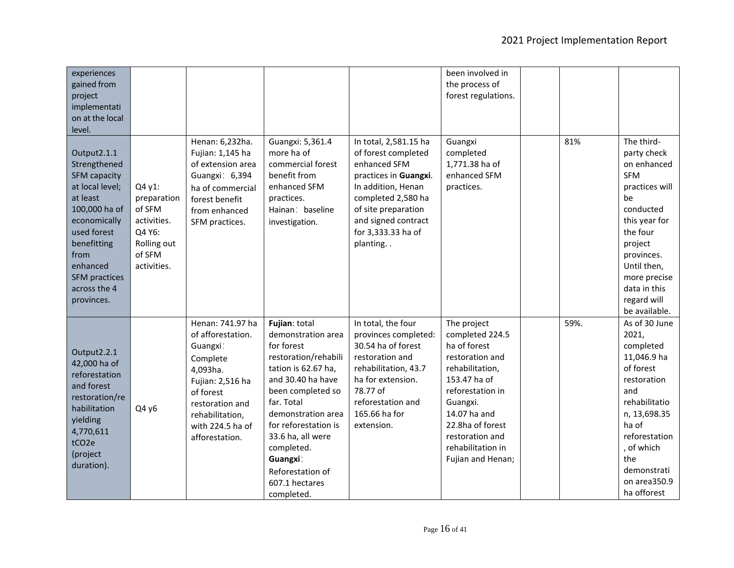| | | | | | | | | |
|---|---|---|---|---|---|---|---|---|
| experiences gained from project implementation at the local level. | | | | | been involved in the process of forest regulations. | | | |
| Output2.1.1 Strengthened SFM capacity at local level; at least 100,000 ha of economically used forest benefitting from enhanced SFM practices across the 4 provinces. | Q4 y1: preparation of SFM activities. Q4 Y6: Rolling out of SFM activities. | Henan: 6,232ha. Fujian: 1,145 ha of extension area Guangxi：6,394 ha of commercial forest benefit from enhanced SFM practices. | Guangxi: 5,361.4 more ha of commercial forest benefit from enhanced SFM practices. Hainan：baseline investigation. | In total, 2,581.15 ha of forest completed enhanced SFM practices in **Guangxi**. In addition, Henan completed 2,580 ha of site preparation and signed contract for 3,333.33 ha of planting. . | Guangxi completed 1,771.38 ha of enhanced SFM practices. | | 81% | The third-party check on enhanced SFM practices will be conducted this year for the four project provinces. Until then, more precise data in this regard will be available. |
| Output2.2.1 42,000 ha of reforestation and forest restoration/rehabilitation yielding 4,770,611 $tCO_2e$ (project duration). | Q4 y6 | Henan: 741.97 ha of afforestation. Guangxi：Complete 4,093ha. Fujian: 2,516 ha of forest restoration and rehabilitation, with 224.5 ha of afforestation. | **Fujian**: total demonstration area for forest restoration/rehabilitation is 62.67 ha, and 30.40 ha have been completed so far. Total demonstration area for reforestation is 33.6 ha, all were completed. **Guangxi**：Reforestation of 607.1 hectares completed. | In total, the four provinces completed: 30.54 ha of forest restoration and rehabilitation, 43.7 ha for extension. 78.77 of reforestation and 165.66 ha for extension. | The project completed 224.5 ha of forest restoration and rehabilitation, 153.47 ha of reforestation in Guangxi. 14.07 ha and 22.8ha of forest restoration and rehabilitation in Fujian and Henan; | | 59%. | As of 30 June 2021, completed 11,046.9 ha of forest restoration and rehabilitation, 13,698.35 ha of reforestation, of which the demonstration area350.9 ha offorest |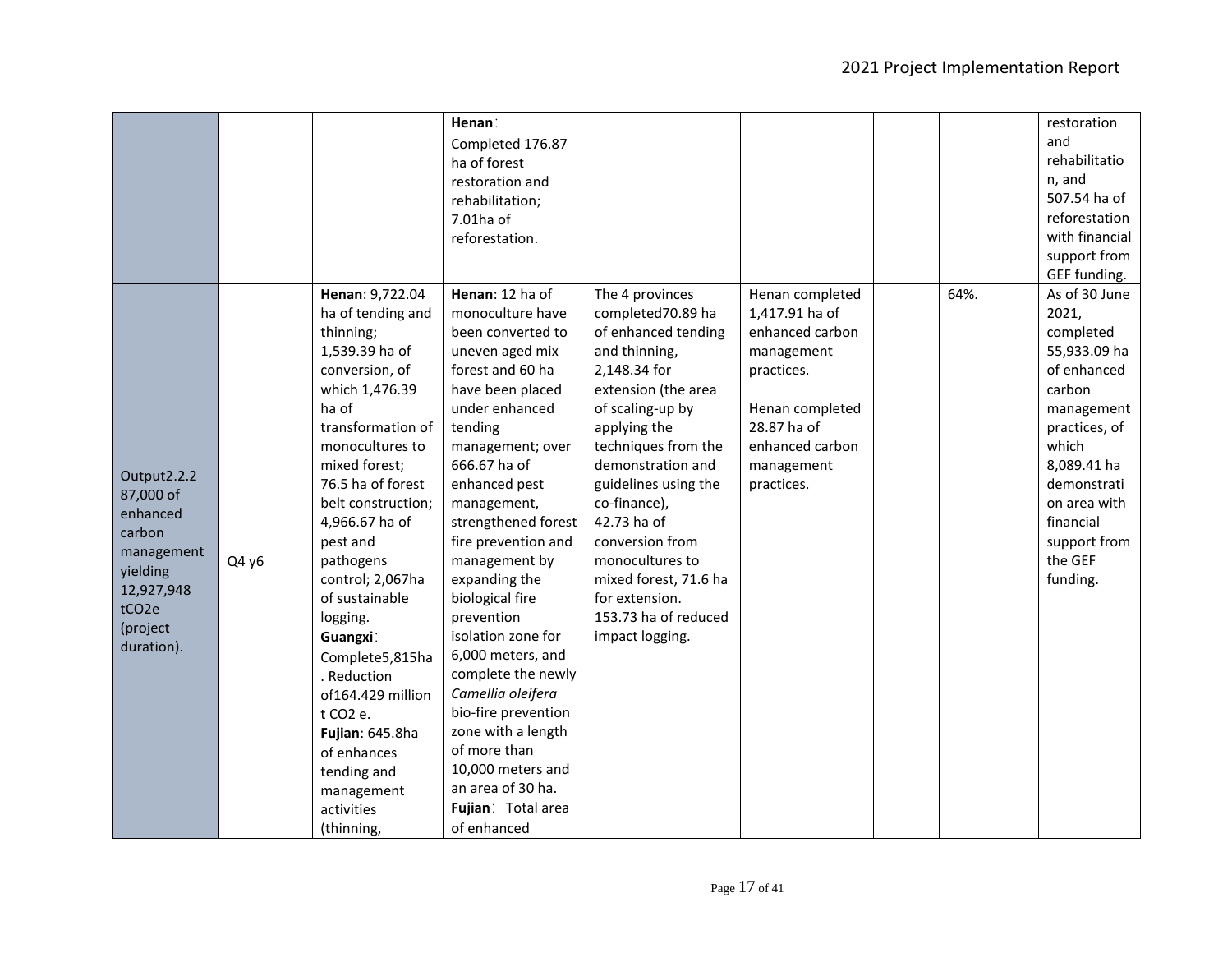| | | | | | | | | |
|---|---|---|---|---|---|---|---|---|
| | | | **Henan**：<br>Completed 176.87 ha of forest restoration and rehabilitation;<br>7.01ha of reforestation. | | | | | restoration and rehabilitation, and 507.54 ha of reforestation with financial support from GEF funding. |
| Output2.2.2 87,000 of enhanced carbon management yielding 12,927,948 $tCO_2e$ (project duration). | Q4 y6 | **Henan**: 9,722.04 ha of tending and thinning;<br>1,539.39 ha of conversion, of which 1,476.39 ha of transformation of monocultures to mixed forest;<br>76.5 ha of forest belt construction;<br>4,966.67 ha of pest and pathogens control; 2,067ha of sustainable logging.<br>**Guangxi**：<br>Complete5,815ha. Reduction of164.429 million t $CO_2$ e.<br>**Fujian**: 645.8ha of enhances tending and management activities (thinning, | **Henan**: 12 ha of monoculture have been converted to uneven aged mix forest and 60 ha have been placed under enhanced tending management; over 666.67 ha of enhanced pest management, strengthened forest fire prevention and management by expanding the biological fire prevention isolation zone for 6,000 meters, and complete the newly *Camellia oleifera* bio-fire prevention zone with a length of more than 10,000 meters and an area of 30 ha.<br>**Fujian**： Total area of enhanced | The 4 provinces completed70.89 ha of enhanced tending and thinning, 2,148.34 for extension (the area of scaling-up by applying the techniques from the demonstration and guidelines using the co-finance), 42.73 ha of conversion from monocultures to mixed forest, 71.6 ha for extension.<br>153.73 ha of reduced impact logging. | Henan completed 1,417.91 ha of enhanced carbon management practices.<br><br>Henan completed 28.87 ha of enhanced carbon management practices. | | 64%. | As of 30 June 2021, completed 55,933.09 ha of enhanced carbon management practices, of which 8,089.41 ha demonstration area with financial support from the GEF funding. |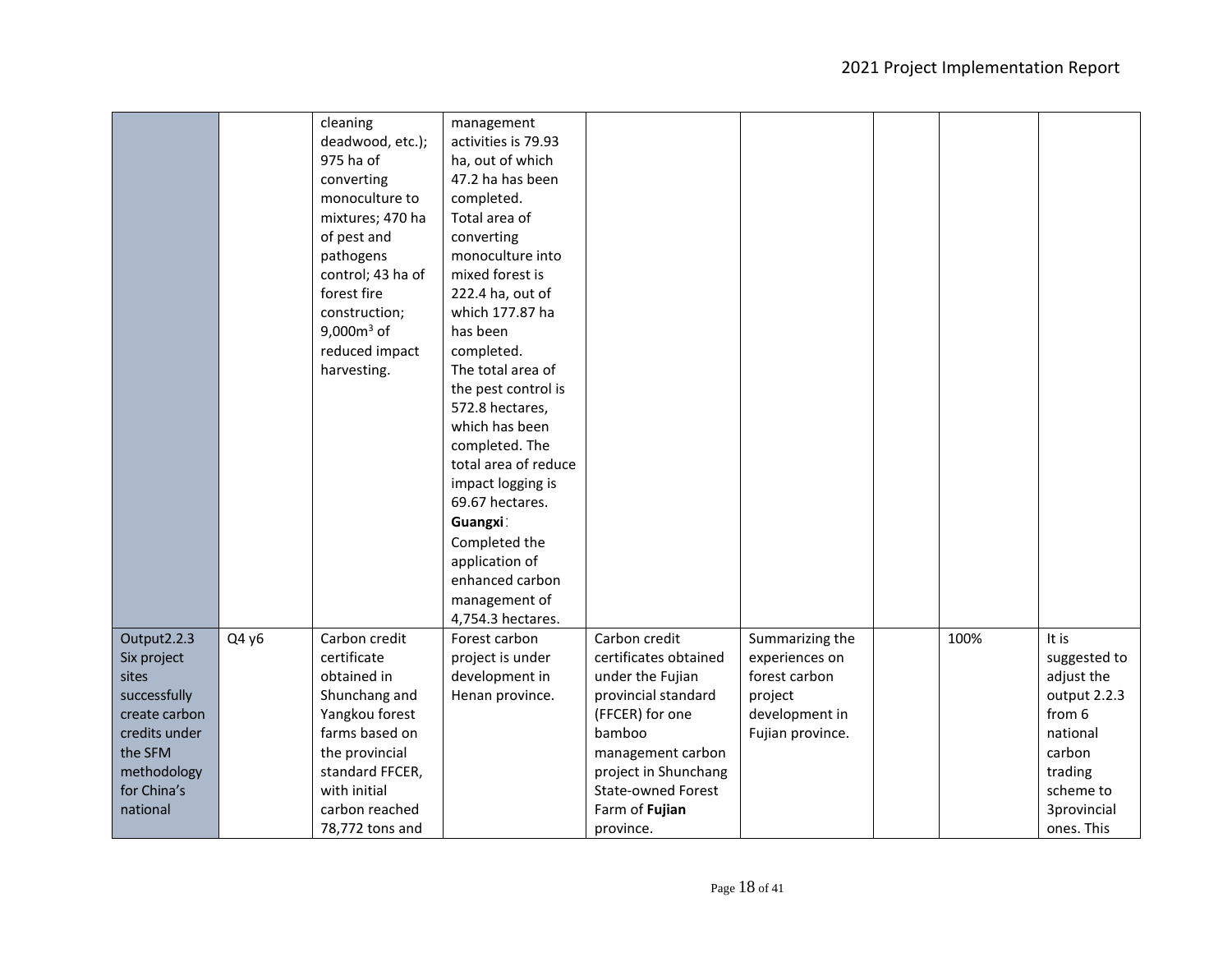| | | | | | | | | |
|---|---|---|---|---|---|---|---|---|
| | | cleaning deadwood, etc.); 975 ha of converting monoculture to mixtures; 470 ha of pest and pathogens control; 43 ha of forest fire construction; 9,000m$^3$ of reduced impact harvesting. | management activities is 79.93 ha, out of which 47.2 ha has been completed. Total area of converting monoculture into mixed forest is 222.4 ha, out of which 177.87 ha has been completed. The total area of the pest control is 572.8 hectares, which has been completed. The total area of reduce impact logging is 69.67 hectares. **Guangxi**：Completed the application of enhanced carbon management of 4,754.3 hectares. | | | | | |
| Output2.2.3 Six project sites successfully create carbon credits under the SFM methodology for China's national | Q4 y6 | Carbon credit certificate obtained in Shunchang and Yangkou forest farms based on the provincial standard FFCER, with initial carbon reached 78,772 tons and | Forest carbon project is under development in Henan province. | Carbon credit certificates obtained under the Fujian provincial standard (FFCER) for one bamboo management carbon project in Shunchang State-owned Forest Farm of **Fujian** province. | Summarizing the experiences on forest carbon project development in Fujian province. | | 100% | It is suggested to adjust the output 2.2.3 from 6 national carbon trading scheme to 3provincial ones. This |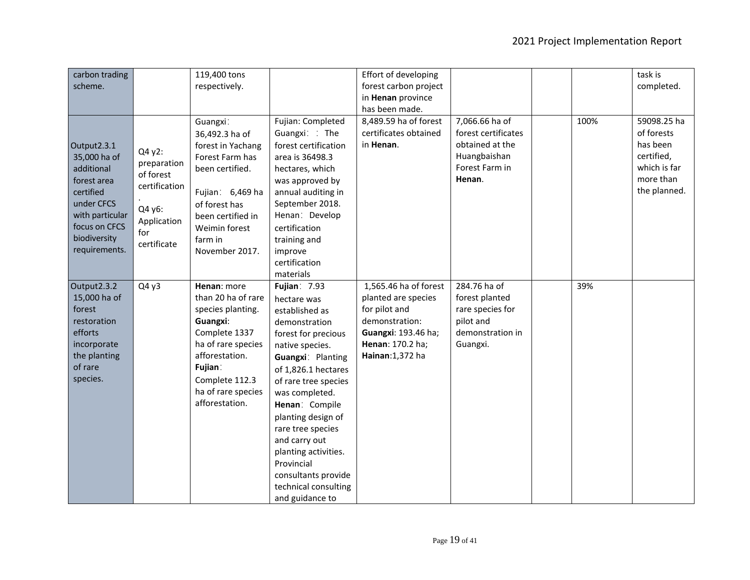| carbon trading scheme. | | 119,400 tons respectively. | | Effort of developing forest carbon project in **Henan** province has been made. | | | | task is completed. |
|---|---|---|---|---|---|---|---|---|
| Output2.3.1 35,000 ha of additional forest area certified under CFCS with particular focus on CFCS biodiversity requirements. | Q4 y2: preparation of forest certification. Q4 y6: Application for certificate | Guangxi: 36,492.3 ha of forest in Yachang Forest Farm has been certified. Fujian: 6,469 ha of forest has been certified in Weimin forest farm in November 2017. | Fujian: Completed Guangxi: : The forest certification area is 36498.3 hectares, which was approved by annual auditing in September 2018. Henan: Develop certification training and improve certification materials | 8,489.59 ha of forest certificates obtained in **Henan**. | 7,066.66 ha of forest certificates obtained at the Huangbaishan Forest Farm in **Henan**. | | 100% | 59098.25 ha of forests has been certified, which is far more than the planned. |
| Output2.3.2 15,000 ha of forest restoration efforts incorporate the planting of rare species. | Q4 y3 | **Henan**: more than 20 ha of rare species planting. **Guangxi**: Complete 1337 ha of rare species afforestation. **Fujian**: Complete 112.3 ha of rare species afforestation. | **Fujian**: 7.93 hectare was established as demonstration forest for precious native species. **Guangxi**: Planting of 1,826.1 hectares of rare tree species was completed. **Henan**: Compile planting design of rare tree species and carry out planting activities. Provincial consultants provide technical consulting and guidance to | 1,565.46 ha of forest planted are species for pilot and demonstration: **Guangxi**: 193.46 ha; **Henan**: 170.2 ha; **Hainan**:1,372 ha | 284.76 ha of forest planted rare species for pilot and demonstration in Guangxi. | | 39% | |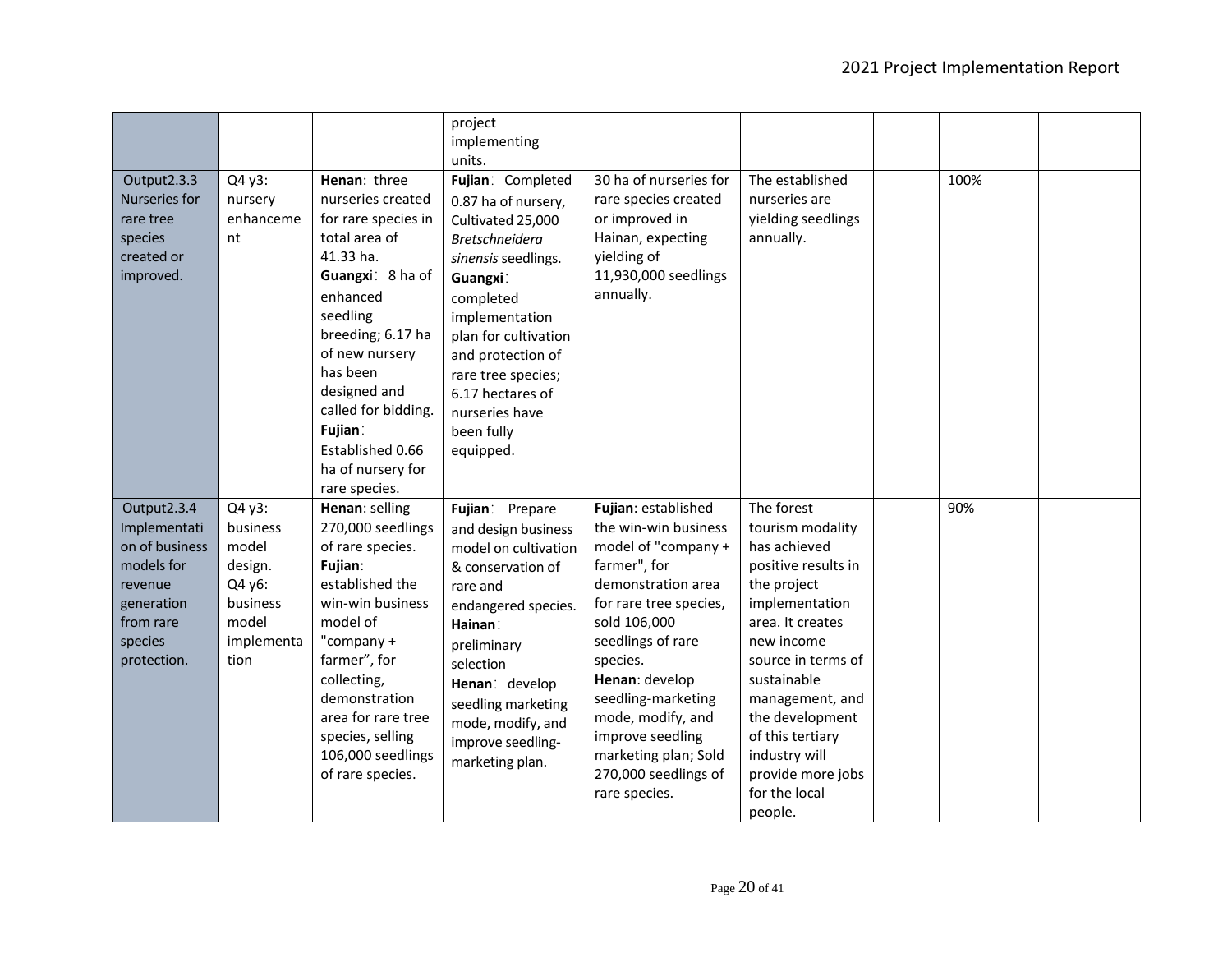| | | | | | | | | |
|---|---|---|---|---|---|---|---|---|
| | | | project implementing units. | | | | | |
| Output2.3.3 Nurseries for rare tree species created or improved. | Q4 y3: nursery enhancement | **Henan**: three nurseries created for rare species in total area of 41.33 ha. **Guangxi**: 8 ha of enhanced seedling breeding; 6.17 ha of new nursery has been designed and called for bidding. **Fujian**: Established 0.66 ha of nursery for rare species. | **Fujian**: Completed 0.87 ha of nursery, Cultivated 25,000 *Bretschneidera sinensis* seedlings. **Guangxi**: completed implementation plan for cultivation and protection of rare tree species; 6.17 hectares of nurseries have been fully equipped. | 30 ha of nurseries for rare species created or improved in Hainan, expecting yielding of 11,930,000 seedlings annually. | The established nurseries are yielding seedlings annually. | | 100% | |
| Output2.3.4 Implementation of business models for revenue generation from rare species protection. | Q4 y3: business model design. Q4 y6: business model implementation | **Henan**: selling 270,000 seedlings of rare species. **Fujian**: established the win-win business model of "company + farmer", for collecting, demonstration area for rare tree species, selling 106,000 seedlings of rare species. | **Fujian**: Prepare and design business model on cultivation & conservation of rare and endangered species. **Hainan**: preliminary selection **Henan**: develop seedling marketing mode, modify, and improve seedling-marketing plan. | **Fujian**: established the win-win business model of "company + farmer", for demonstration area for rare tree species, sold 106,000 seedlings of rare species. **Henan**: develop seedling-marketing mode, modify, and improve seedling marketing plan; Sold 270,000 seedlings of rare species. | The forest tourism modality has achieved positive results in the project implementation area. It creates new income source in terms of sustainable management, and the development of this tertiary industry will provide more jobs for the local people. | | 90% | |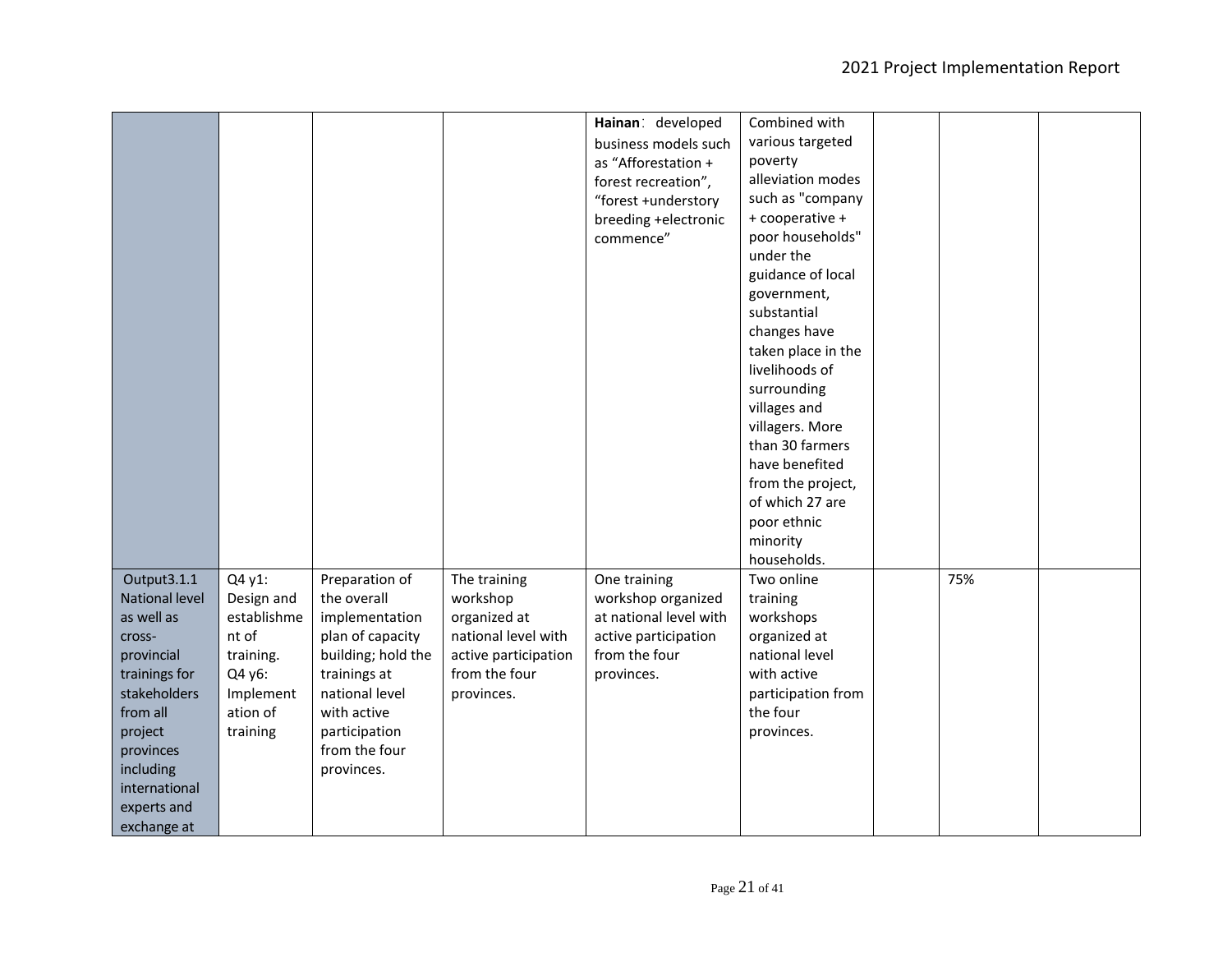| | | | | | | | | |
|---|---|---|---|---|---|---|---|---|
| | | | | **Hainan**： developed business models such as “Afforestation + forest recreation”, “forest +understory breeding +electronic commence” | Combined with various targeted poverty alleviation modes such as "company + cooperative + poor households" under the guidance of local government, substantial changes have taken place in the livelihoods of surrounding villages and villagers. More than 30 farmers have benefited from the project, of which 27 are poor ethnic minority households. | | | |
| Output3.1.1 National level as well as cross-provincial trainings for stakeholders from all project provinces including international experts and exchange at | Q4 y1: Design and establishment of training. Q4 y6: Implementation of training | Preparation of the overall implementation plan of capacity building; hold the trainings at national level with active participation from the four provinces. | The training workshop organized at national level with active participation from the four provinces. | One training workshop organized at national level with active participation from the four provinces. | Two online training workshops organized at national level with active participation from the four provinces. | | 75% | |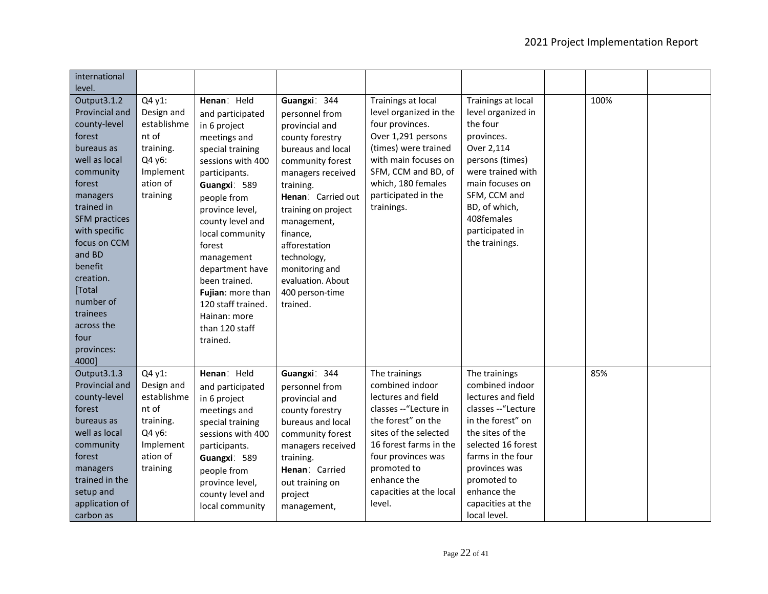| | | | | | | | | |
|---|---|---|---|---|---|---|---|---|
| international level. | | | | | | | | |
| Output3.1.2 Provincial and county-level forest bureaus as well as local community forest managers trained in SFM practices with specific focus on CCM and BD benefit creation. [Total number of trainees across the four provinces: 4000] | Q4 y1: Design and establishment of training. Q4 y6: Implementation of training | **Henan**: Held and participated in 6 project meetings and special training sessions with 400 participants. **Guangxi**: 589 people from province level, county level and local community forest management department have been trained. **Fujian**: more than 120 staff trained. Hainan: more than 120 staff trained. | **Guangxi**: 344 personnel from provincial and county forestry bureaus and local community forest managers received training. **Henan**: Carried out training on project management, finance, afforestation technology, monitoring and evaluation. About 400 person-time trained. | Trainings at local level organized in the four provinces. Over 1,291 persons (times) were trained with main focuses on SFM, CCM and BD, of which, 180 females participated in the trainings. | Trainings at local level organized in the four provinces. Over 2,114 persons (times) were trained with main focuses on SFM, CCM and BD, of which, 408females participated in the trainings. | | 100% | |
| Output3.1.3 Provincial and county-level forest bureaus as well as local community forest managers trained in the setup and application of carbon as | Q4 y1: Design and establishment of training. Q4 y6: Implementation of training | **Henan**: Held and participated in 6 project meetings and special training sessions with 400 participants. **Guangxi**: 589 people from province level, county level and local community | **Guangxi**: 344 personnel from provincial and county forestry bureaus and local community forest managers received training. **Henan**: Carried out training on project management, | The trainings combined indoor lectures and field classes --"Lecture in the forest" on the sites of the selected 16 forest farms in the four provinces was promoted to enhance the capacities at the local level. | The trainings combined indoor lectures and field classes --"Lecture in the forest" on the sites of the selected 16 forest farms in the four provinces was promoted to enhance the capacities at the local level. | | 85% | |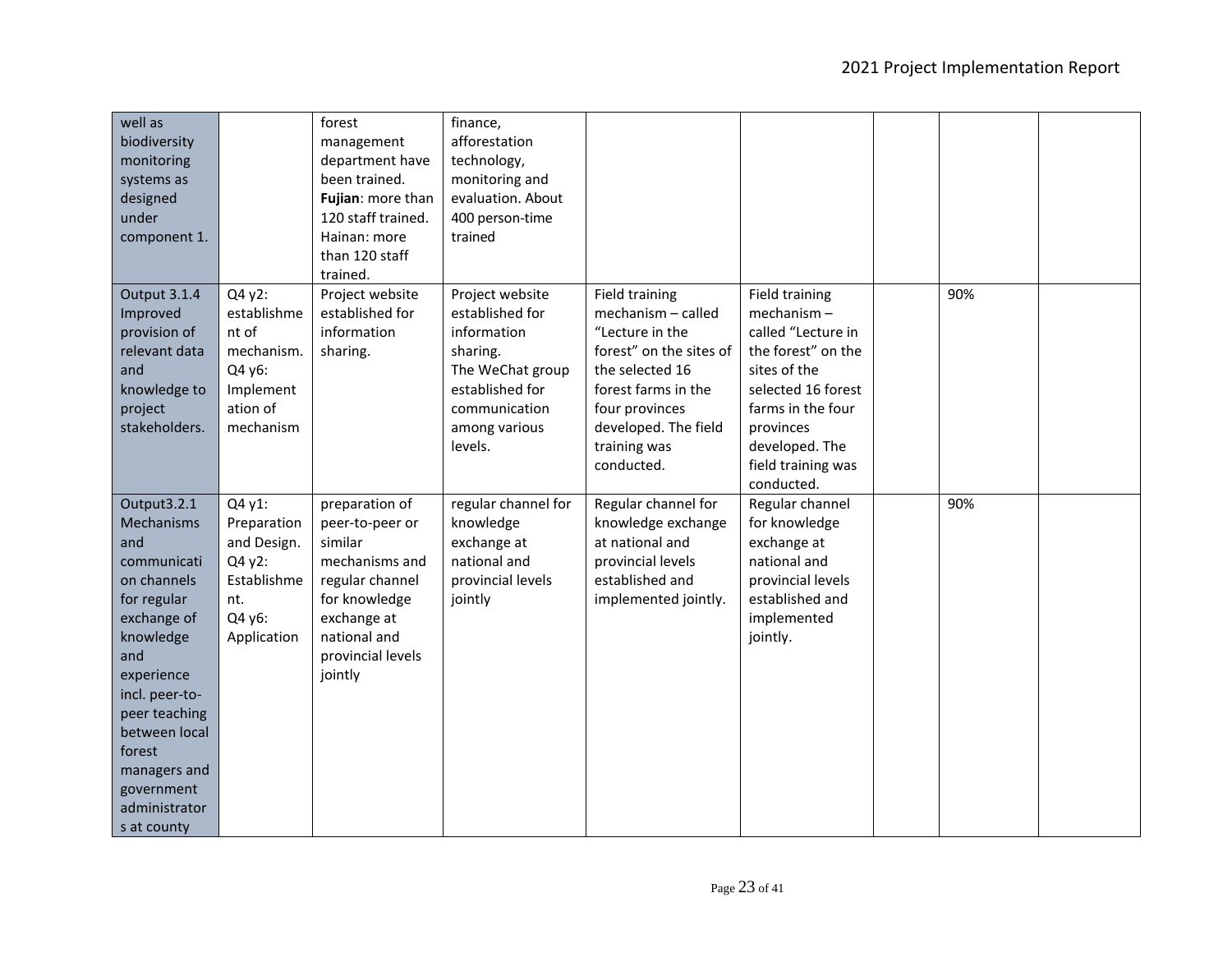| | | | | | | | | |
|---|---|---|---|---|---|---|---|---|
| well as biodiversity monitoring systems as designed under component 1. | | forest management department have been trained. **Fujian**: more than 120 staff trained. Hainan: more than 120 staff trained. | finance, afforestation technology, monitoring and evaluation. About 400 person-time trained | | | | | |
| Output 3.1.4 Improved provision of relevant data and knowledge to project stakeholders. | Q4 y2: establishment of mechanism. Q4 y6: Implementation of mechanism | Project website established for information sharing. | Project website established for information sharing. The WeChat group established for communication among various levels. | Field training mechanism – called "Lecture in the forest" on the sites of the selected 16 forest farms in the four provinces developed. The field training was conducted. | Field training mechanism – called "Lecture in the forest" on the sites of the selected 16 forest farms in the four provinces developed. The field training was conducted. | | 90% | |
| Output3.2.1 Mechanisms and communication channels for regular exchange of knowledge and experience incl. peer-to-peer teaching between local forest managers and government administrators at county | Q4 y1: Preparation and Design. Q4 y2: Establishment. Q4 y6: Application | preparation of peer-to-peer or similar mechanisms and regular channel for knowledge exchange at national and provincial levels jointly | regular channel for knowledge exchange at national and provincial levels jointly | Regular channel for knowledge exchange at national and provincial levels established and implemented jointly. | Regular channel for knowledge exchange at national and provincial levels established and implemented jointly. | | 90% | |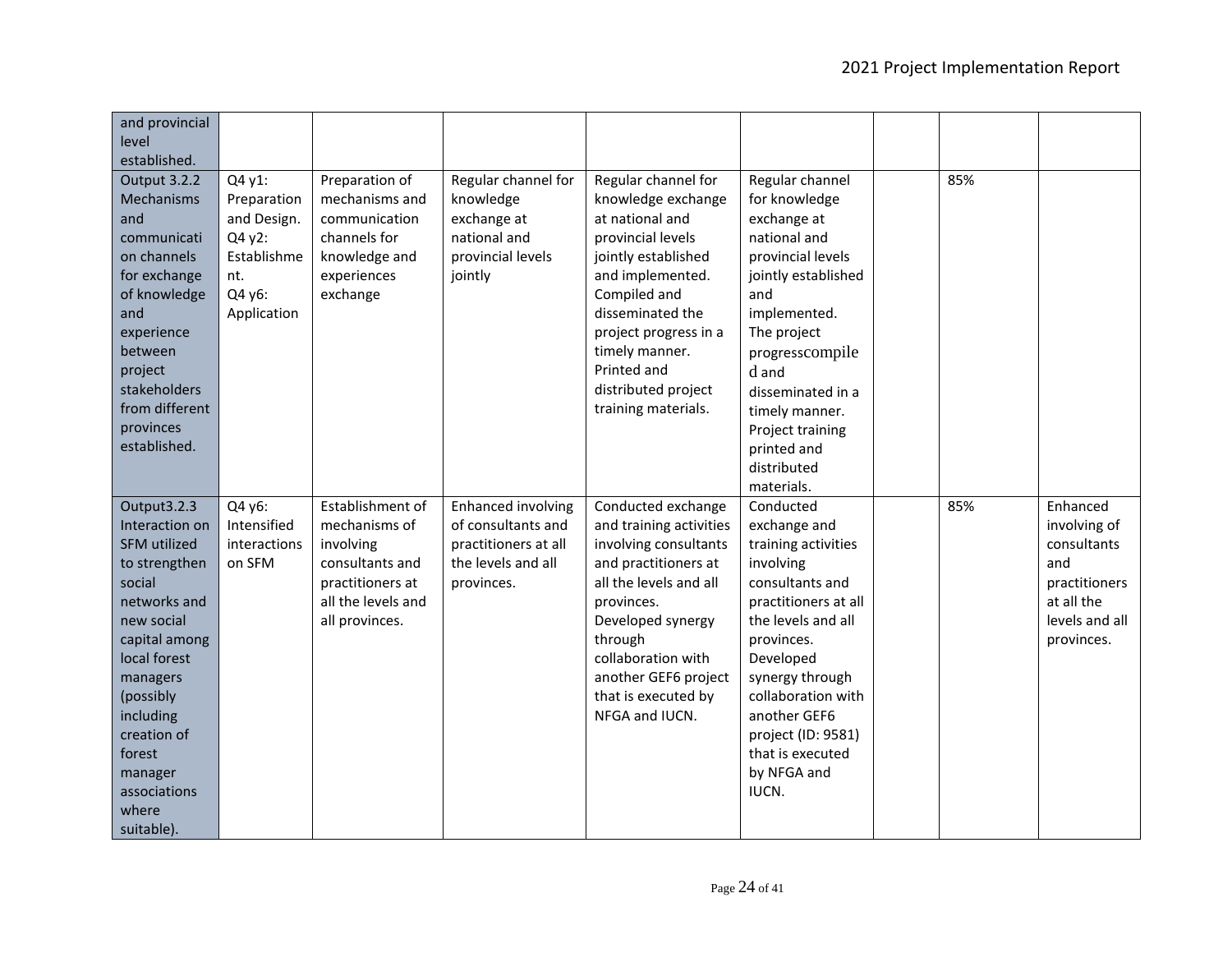| and provincial level established. | | | | | | | | |
|---|---|---|---|---|---|---|---|---|
| Output 3.2.2 Mechanisms and communication channels for exchange of knowledge and experience between project stakeholders from different provinces established. | Q4 y1: Preparation and Design. Q4 y2: Establishment. Q4 y6: Application | Preparation of mechanisms and communication channels for knowledge and experiences exchange | Regular channel for knowledge exchange at national and provincial levels jointly | Regular channel for knowledge exchange at national and provincial levels jointly established and implemented. Compiled and disseminated the project progress in a timely manner. Printed and distributed project training materials. | Regular channel for knowledge exchange at national and provincial levels jointly established and implemented. The project progresscompiled and disseminated in a timely manner. Project training printed and distributed materials. | | 85% | |
| Output3.2.3 Interaction on SFM utilized to strengthen social networks and new social capital among local forest managers (possibly including creation of forest manager associations where suitable). | Q4 y6: Intensified interactions on SFM | Establishment of mechanisms of involving consultants and practitioners at all the levels and all provinces. | Enhanced involving of consultants and practitioners at all the levels and all provinces. | Conducted exchange and training activities involving consultants and practitioners at all the levels and all provinces. Developed synergy through collaboration with another GEF6 project that is executed by NFGA and IUCN. | Conducted exchange and training activities involving consultants and practitioners at all the levels and all provinces. Developed synergy through collaboration with another GEF6 project (ID: 9581) that is executed by NFGA and IUCN. | | 85% | Enhanced involving of consultants and practitioners at all the levels and all provinces. |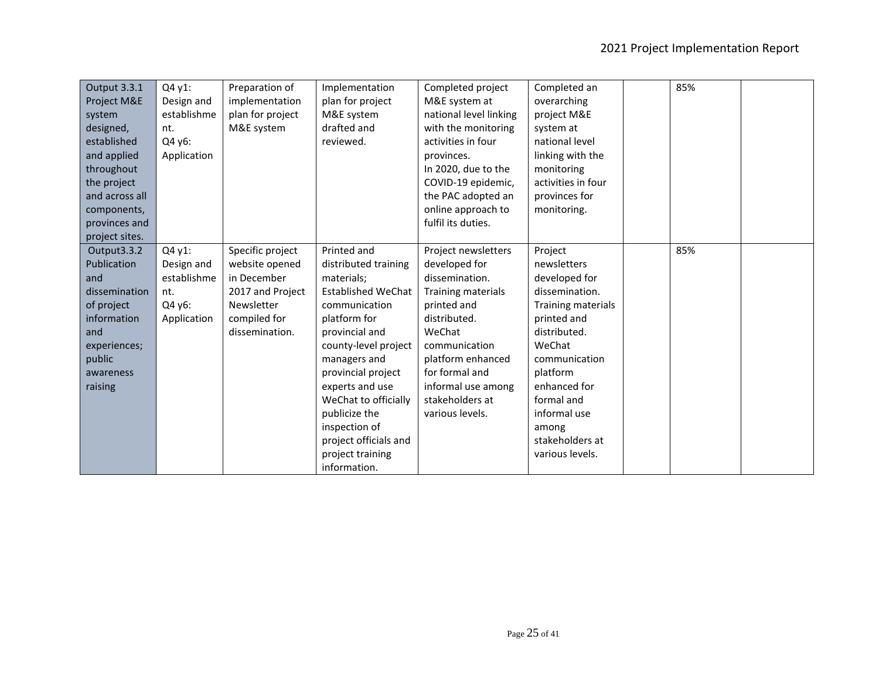| Output 3.3.1 Project M&E system designed, established and applied throughout the project and across all components, provinces and project sites. | Q4 y1: Design and establishment. Q4 y6: Application | Preparation of implementation plan for project M&E system | Implementation plan for project M&E system drafted and reviewed. | Completed project M&E system at national level linking with the monitoring activities in four provinces. In 2020, due to the COVID-19 epidemic, the PAC adopted an online approach to fulfil its duties. | Completed an overarching project M&E system at national level linking with the monitoring activities in four provinces for monitoring. | | 85% | |
|---|---|---|---|---|---|---|---|---|
| Output3.3.2 Publication and dissemination of project information and experiences; public awareness raising | Q4 y1: Design and establishment. Q4 y6: Application | Specific project website opened in December 2017 and Project Newsletter compiled for dissemination. | Printed and distributed training materials; Established WeChat communication platform for provincial and county-level project managers and provincial project experts and use WeChat to officially publicize the inspection of project officials and project training information. | Project newsletters developed for dissemination. Training materials printed and distributed. WeChat communication platform enhanced for formal and informal use among stakeholders at various levels. | Project newsletters developed for dissemination. Training materials printed and distributed. WeChat communication platform enhanced for formal and informal use among stakeholders at various levels. | | 85% | |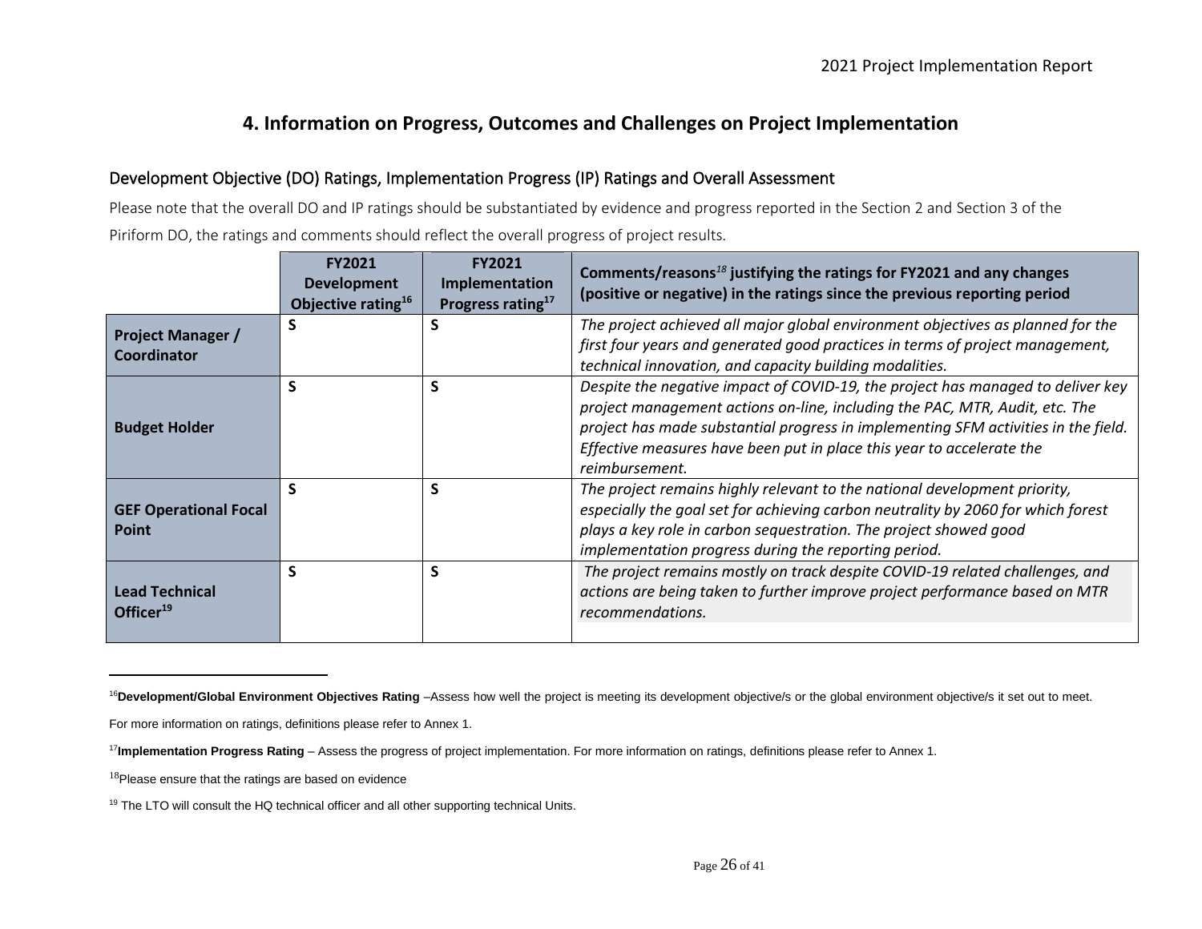# 4. Information on Progress, Outcomes and Challenges on Project Implementation

## Development Objective (DO) Ratings, Implementation Progress (IP) Ratings and Overall Assessment

Please note that the overall DO and IP ratings should be substantiated by evidence and progress reported in the Section 2 and Section 3 of the Piriform DO, the ratings and comments should reflect the overall progress of project results.

| | FY2021 Development Objective rating[16] | FY2021 Implementation Progress rating[17] | Comments/reasons[18] justifying the ratings for FY2021 and any changes (positive or negative) in the ratings since the previous reporting period |
|---|---|---|---|
| **Project Manager / Coordinator** | S | S | *The project achieved all major global environment objectives as planned for the first four years and generated good practices in terms of project management, technical innovation, and capacity building modalities.* |
| **Budget Holder** | S | S | *Despite the negative impact of COVID-19, the project has managed to deliver key project management actions on-line, including the PAC, MTR, Audit, etc. The project has made substantial progress in implementing SFM activities in the field. Effective measures have been put in place this year to accelerate the reimbursement.* |
| **GEF Operational Focal Point** | S | S | *The project remains highly relevant to the national development priority, especially the goal set for achieving carbon neutrality by 2060 for which forest plays a key role in carbon sequestration. The project showed good implementation progress during the reporting period.* |
| **Lead Technical Officer[19]** | S | S | *The project remains mostly on track despite COVID-19 related challenges, and actions are being taken to further improve project performance based on MTR recommendations.* |

---

[16]**Development/Global Environment Objectives Rating** –Assess how well the project is meeting its development objective/s or the global environment objective/s it set out to meet.

For more information on ratings, definitions please refer to Annex 1.

[17]**Implementation Progress Rating** – Assess the progress of project implementation. For more information on ratings, definitions please refer to Annex 1.

[18]Please ensure that the ratings are based on evidence

[19] The LTO will consult the HQ technical officer and all other supporting technical Units.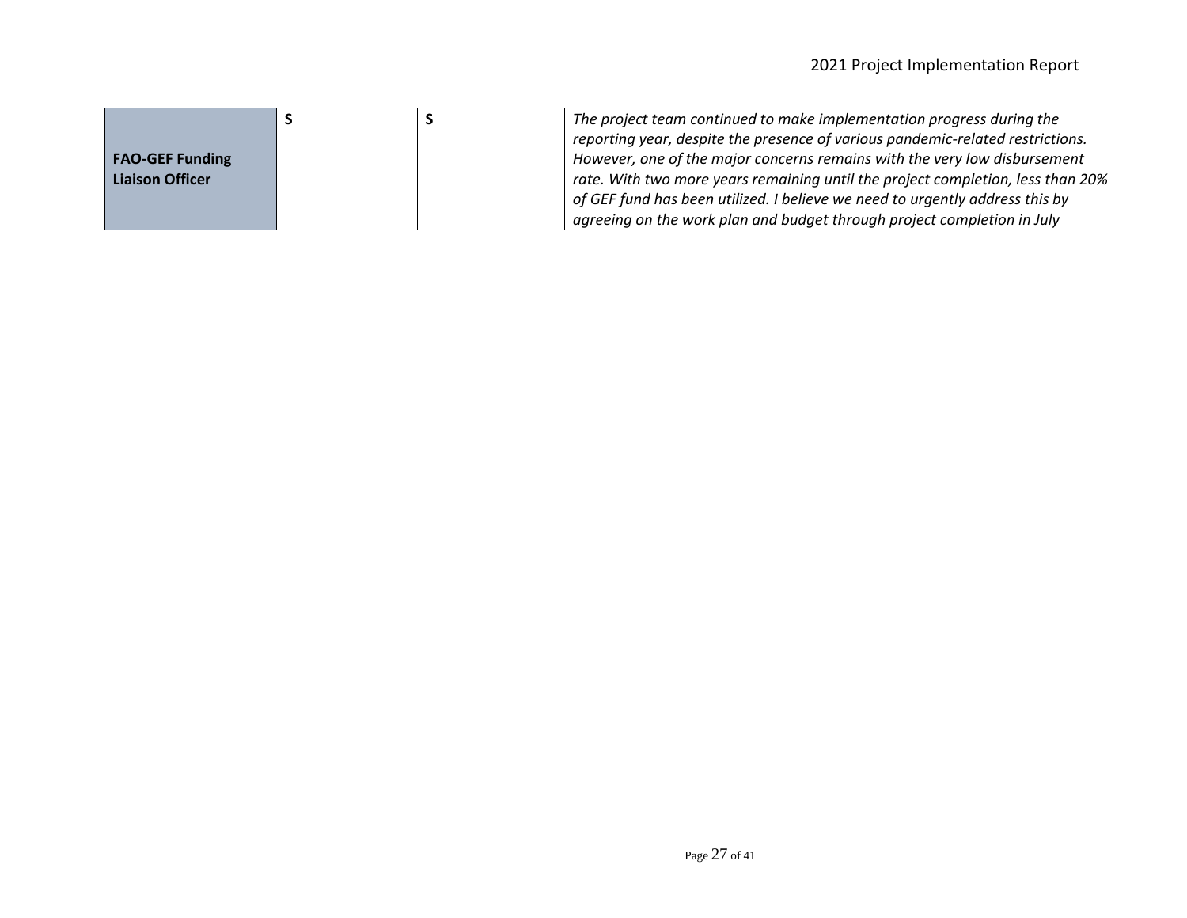| **FAO-GEF Funding Liaison Officer** | **S** | **S** | *The project team continued to make implementation progress during the reporting year, despite the presence of various pandemic-related restrictions. However, one of the major concerns remains with the very low disbursement rate. With two more years remaining until the project completion, less than 20% of GEF fund has been utilized. I believe we need to urgently address this by agreeing on the work plan and budget through project completion in July* |
|---|---|---|---|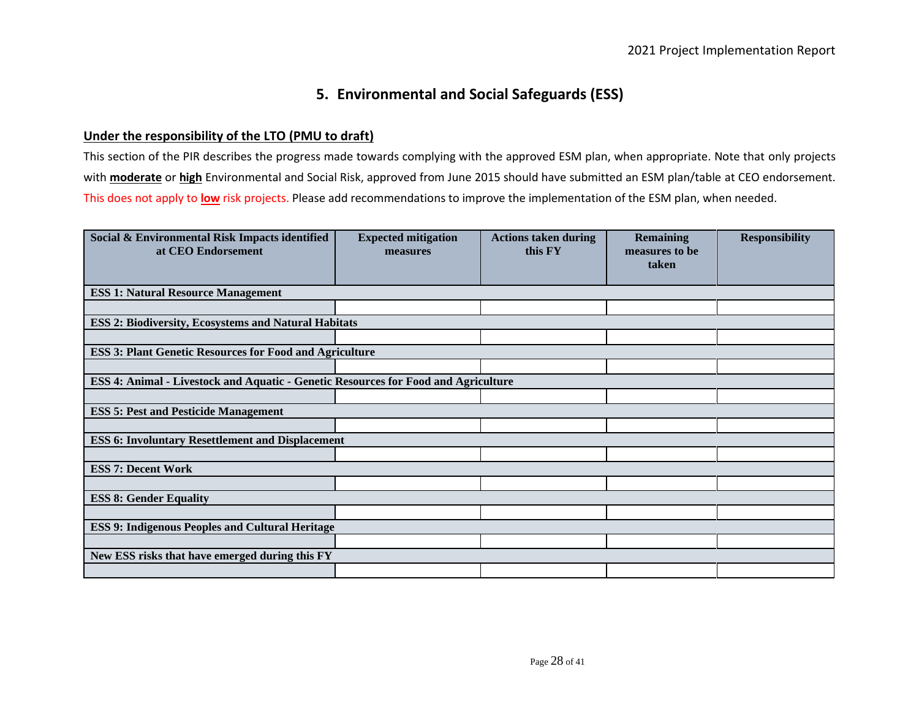## 5. Environmental and Social Safeguards (ESS)

**Under the responsibility of the LTO (PMU to draft)**

This section of the PIR describes the progress made towards complying with the approved ESM plan, when appropriate. Note that only projects with **moderate** or **high** Environmental and Social Risk, approved from June 2015 should have submitted an ESM plan/table at CEO endorsement. This does not apply to **low** risk projects. Please add recommendations to improve the implementation of the ESM plan, when needed.

| Social & Environmental Risk Impacts identified at CEO Endorsement | Expected mitigation measures | Actions taken during this FY | Remaining measures to be taken | Responsibility |
|---|---|---|---|---|
| **ESS 1: Natural Resource Management** | | | | |
| | | | | |
| **ESS 2: Biodiversity, Ecosystems and Natural Habitats** | | | | |
| | | | | |
| **ESS 3: Plant Genetic Resources for Food and Agriculture** | | | | |
| | | | | |
| **ESS 4: Animal - Livestock and Aquatic - Genetic Resources for Food and Agriculture** | | | | |
| | | | | |
| **ESS 5: Pest and Pesticide Management** | | | | |
| | | | | |
| **ESS 6: Involuntary Resettlement and Displacement** | | | | |
| | | | | |
| **ESS 7: Decent Work** | | | | |
| | | | | |
| **ESS 8: Gender Equality** | | | | |
| | | | | |
| **ESS 9: Indigenous Peoples and Cultural Heritage** | | | | |
| | | | | |
| **New ESS risks that have emerged during this FY** | | | | |
| | | | | |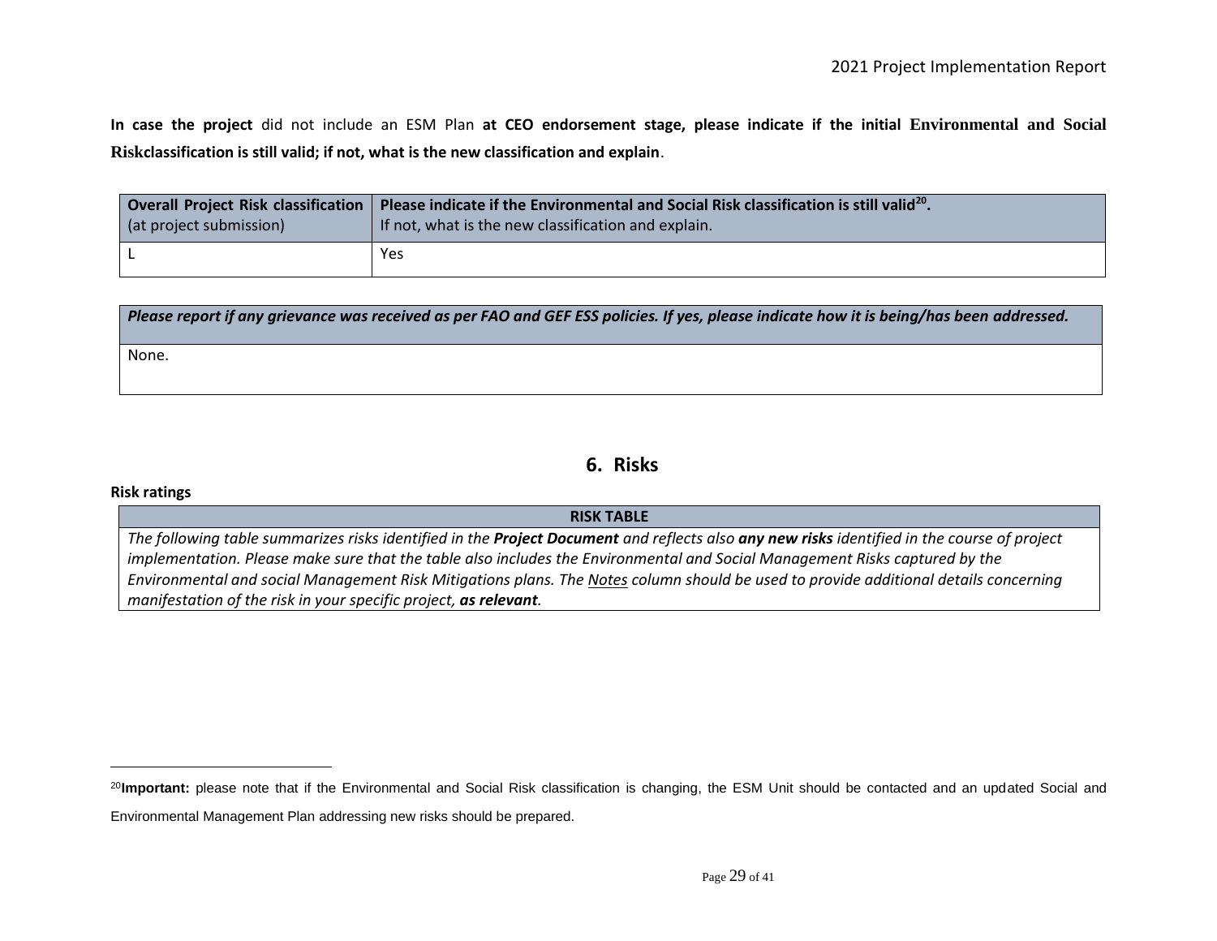**In case the project** did not include an ESM Plan **at CEO endorsement stage, please indicate if the initial Environmental and Social Riskclassification is still valid; if not, what is the new classification and explain**.

| **Overall Project Risk classification** (at project submission) | **Please indicate if the Environmental and Social Risk classification is still valid[20].** If not, what is the new classification and explain. |
|---|---|
| L | Yes |

| ***Please report if any grievance was received as per FAO and GEF ESS policies. If yes, please indicate how it is being/has been addressed.*** |
|---|
| None. |

## 6. Risks

**Risk ratings**

| **RISK TABLE** |
|---|
| *The following table summarizes risks identified in the* ***Project Document*** *and reflects also* ***any new risks*** *identified in the course of project implementation. Please make sure that the table also includes the Environmental and Social Management Risks captured by the Environmental and social Management Risk Mitigations plans. The Notes column should be used to provide additional details concerning manifestation of the risk in your specific project,* ***as relevant****.* |

[20] **Important:** please note that if the Environmental and Social Risk classification is changing, the ESM Unit should be contacted and an updated Social and Environmental Management Plan addressing new risks should be prepared.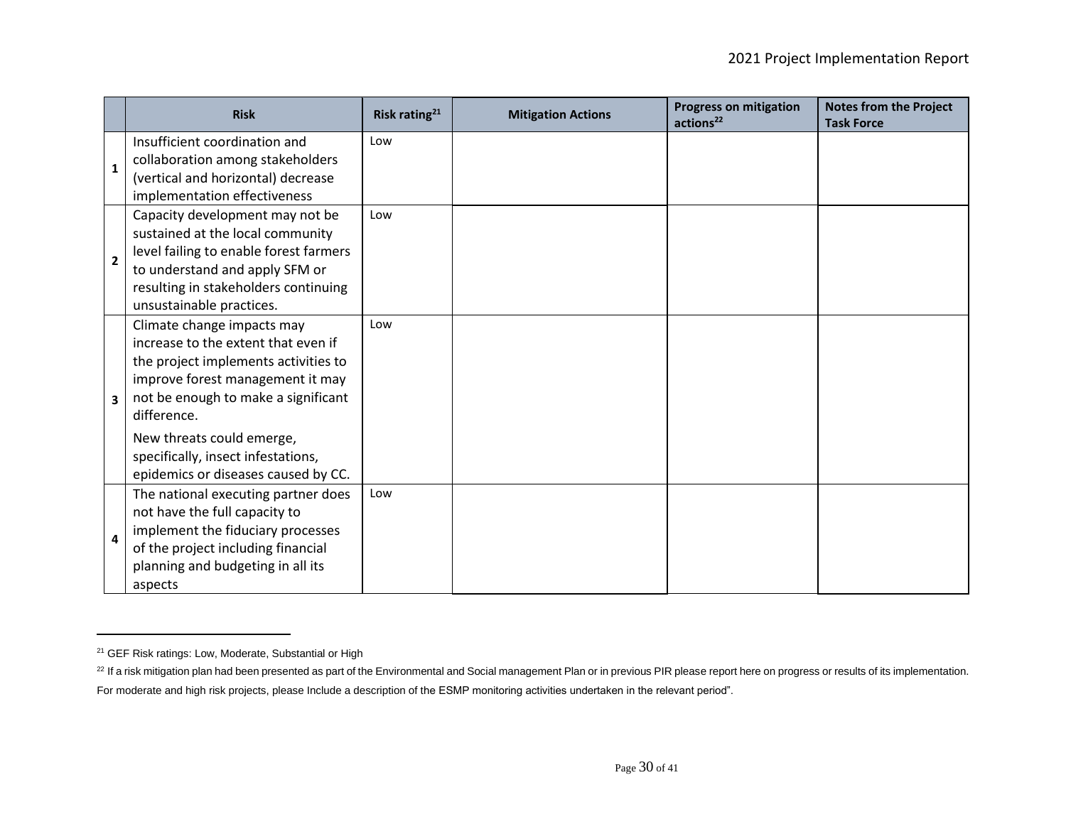| | Risk | Risk rating[21] | Mitigation Actions | Progress on mitigation actions[22] | Notes from the Project Task Force |
|---|---|---|---|---|---|
| 1 | Insufficient coordination and collaboration among stakeholders (vertical and horizontal) decrease implementation effectiveness | Low | | | |
| 2 | Capacity development may not be sustained at the local community level failing to enable forest farmers to understand and apply SFM or resulting in stakeholders continuing unsustainable practices. | Low | | | |
| 3 | Climate change impacts may increase to the extent that even if the project implements activities to improve forest management it may not be enough to make a significant difference.<br><br>New threats could emerge, specifically, insect infestations, epidemics or diseases caused by CC. | Low | | | |
| 4 | The national executing partner does not have the full capacity to implement the fiduciary processes of the project including financial planning and budgeting in all its aspects | Low | | | |

[21] GEF Risk ratings: Low, Moderate, Substantial or High

[22] If a risk mitigation plan had been presented as part of the Environmental and Social management Plan or in previous PIR please report here on progress or results of its implementation. For moderate and high risk projects, please Include a description of the ESMP monitoring activities undertaken in the relevant period".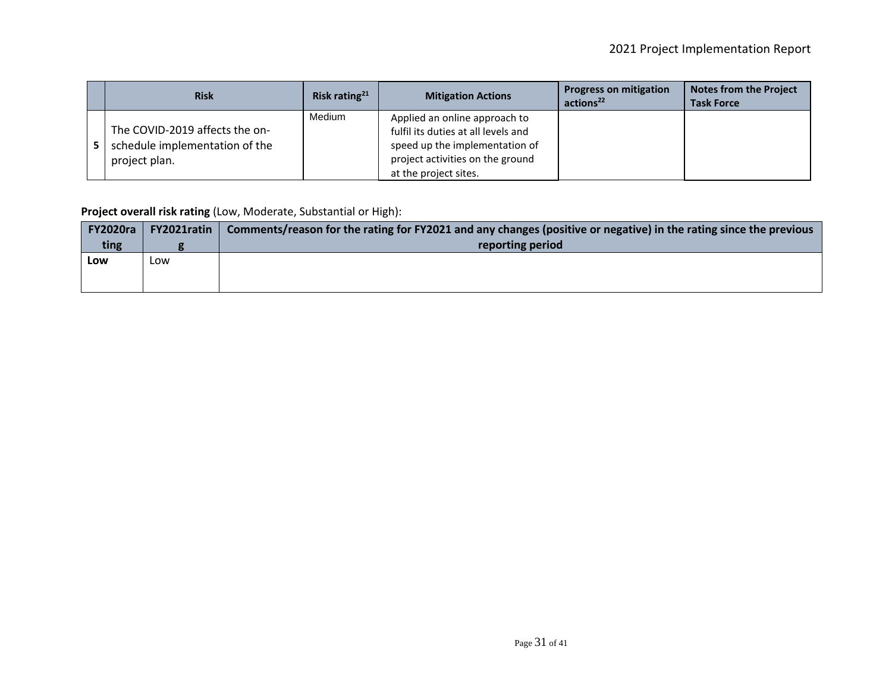|  | Risk | Risk rating[21] | Mitigation Actions | Progress on mitigation actions[22] | Notes from the Project Task Force |
|---|---|---|---|---|---|
| 5 | The COVID-2019 affects the on-schedule implementation of the project plan. | Medium | Applied an online approach to fulfil its duties at all levels and speed up the implementation of project activities on the ground at the project sites. |  |  |

**Project overall risk rating** (Low, Moderate, Substantial or High):

| FY2020rating | FY2021rating | Comments/reason for the rating for FY2021 and any changes (positive or negative) in the rating since the previous reporting period |
|---|---|---|
| **Low** | Low |  |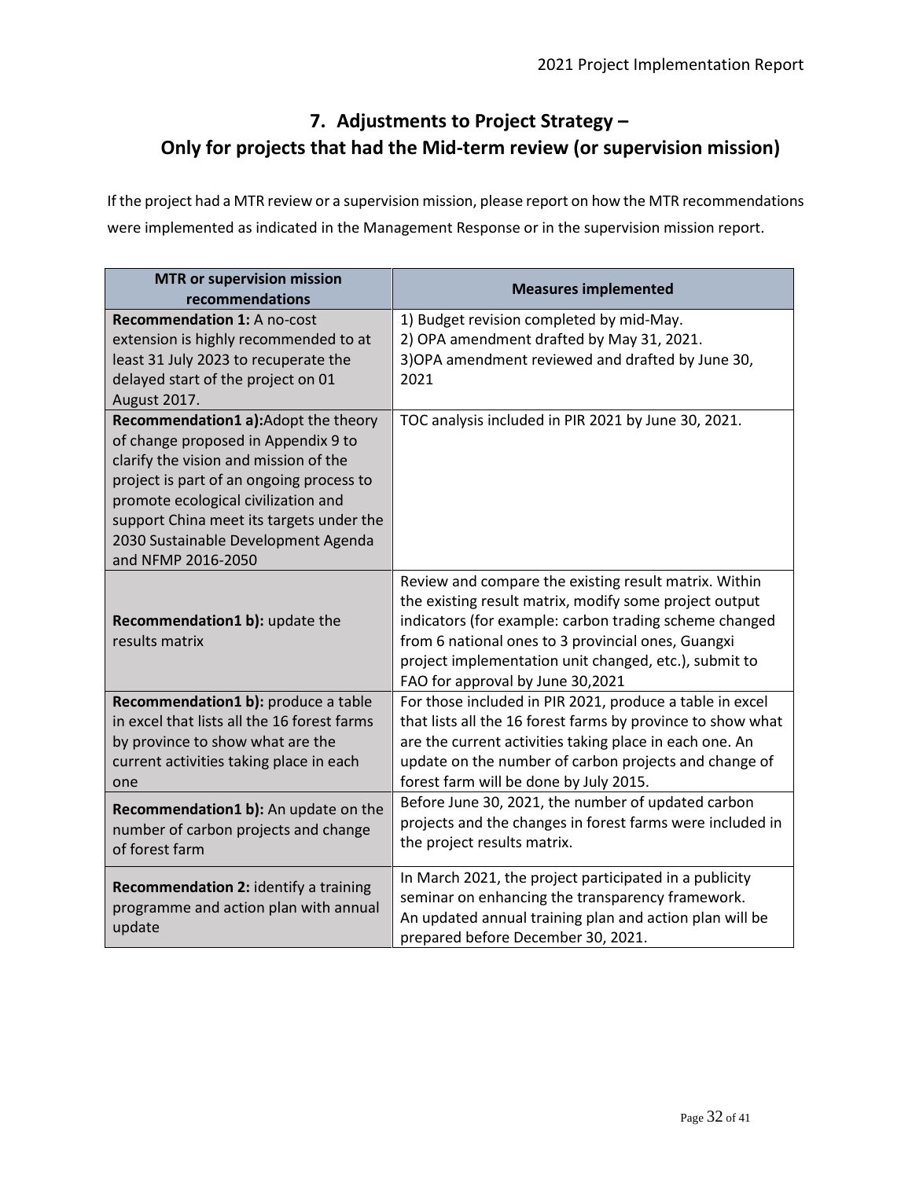# 7. Adjustments to Project Strategy – Only for projects that had the Mid-term review (or supervision mission)

If the project had a MTR review or a supervision mission, please report on how the MTR recommendations were implemented as indicated in the Management Response or in the supervision mission report.

| MTR or supervision mission recommendations | Measures implemented |
|---|---|
| **Recommendation 1:** A no-cost extension is highly recommended to at least 31 July 2023 to recuperate the delayed start of the project on 01 August 2017. | 1) Budget revision completed by mid-May.<br>2) OPA amendment drafted by May 31, 2021.<br>3)OPA amendment reviewed and drafted by June 30, 2021 |
| **Recommendation1 a):**Adopt the theory of change proposed in Appendix 9 to clarify the vision and mission of the project is part of an ongoing process to promote ecological civilization and support China meet its targets under the 2030 Sustainable Development Agenda and NFMP 2016-2050 | TOC analysis included in PIR 2021 by June 30, 2021. |
| **Recommendation1 b):** update the results matrix | Review and compare the existing result matrix. Within the existing result matrix, modify some project output indicators (for example: carbon trading scheme changed from 6 national ones to 3 provincial ones, Guangxi project implementation unit changed, etc.), submit to FAO for approval by June 30,2021 |
| **Recommendation1 b):** produce a table in excel that lists all the 16 forest farms by province to show what are the current activities taking place in each one | For those included in PIR 2021, produce a table in excel that lists all the 16 forest farms by province to show what are the current activities taking place in each one. An update on the number of carbon projects and change of forest farm will be done by July 2015. |
| **Recommendation1 b):** An update on the number of carbon projects and change of forest farm | Before June 30, 2021, the number of updated carbon projects and the changes in forest farms were included in the project results matrix. |
| **Recommendation 2:** identify a training programme and action plan with annual update | In March 2021, the project participated in a publicity seminar on enhancing the transparency framework.<br>An updated annual training plan and action plan will be prepared before December 30, 2021. |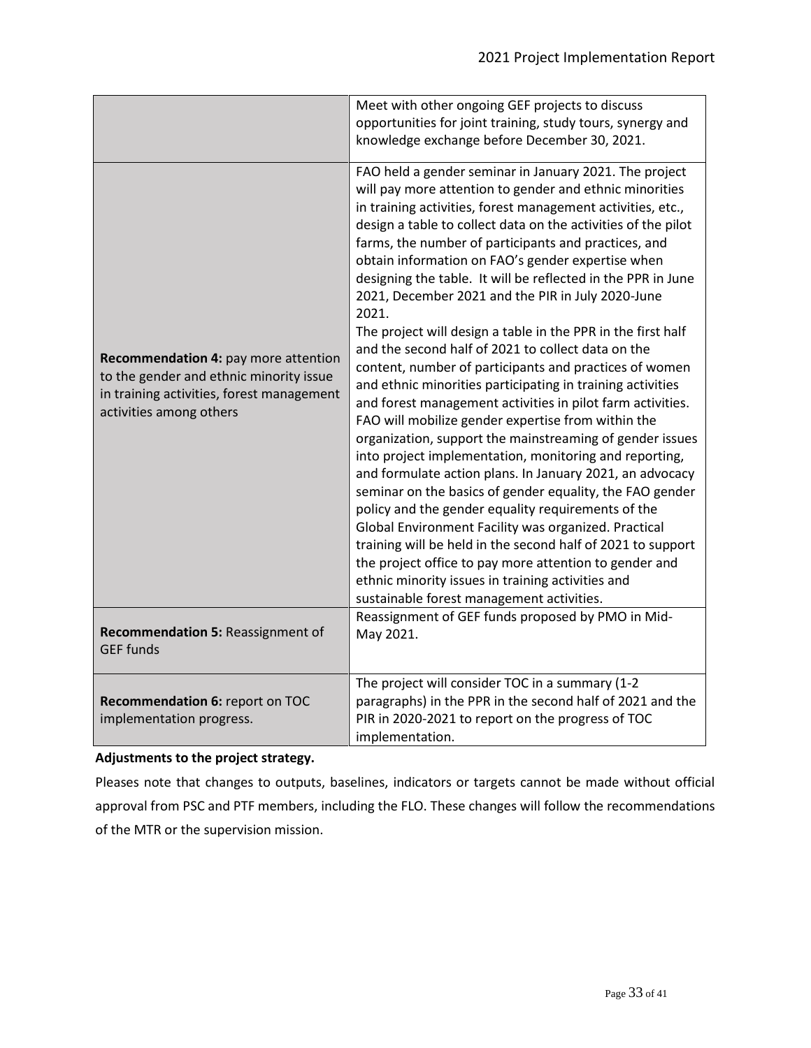| | |
|---|---|
| | Meet with other ongoing GEF projects to discuss opportunities for joint training, study tours, synergy and knowledge exchange before December 30, 2021. |
| **Recommendation 4:** pay more attention to the gender and ethnic minority issue in training activities, forest management activities among others | FAO held a gender seminar in January 2021. The project will pay more attention to gender and ethnic minorities in training activities, forest management activities, etc., design a table to collect data on the activities of the pilot farms, the number of participants and practices, and obtain information on FAO's gender expertise when designing the table. It will be reflected in the PPR in June 2021, December 2021 and the PIR in July 2020-June 2021.<br>The project will design a table in the PPR in the first half and the second half of 2021 to collect data on the content, number of participants and practices of women and ethnic minorities participating in training activities and forest management activities in pilot farm activities. FAO will mobilize gender expertise from within the organization, support the mainstreaming of gender issues into project implementation, monitoring and reporting, and formulate action plans. In January 2021, an advocacy seminar on the basics of gender equality, the FAO gender policy and the gender equality requirements of the Global Environment Facility was organized. Practical training will be held in the second half of 2021 to support the project office to pay more attention to gender and ethnic minority issues in training activities and sustainable forest management activities. |
| **Recommendation 5:** Reassignment of GEF funds | Reassignment of GEF funds proposed by PMO in Mid-May 2021. |
| **Recommendation 6:** report on TOC implementation progress. | The project will consider TOC in a summary (1-2 paragraphs) in the PPR in the second half of 2021 and the PIR in 2020-2021 to report on the progress of TOC implementation. |

**Adjustments to the project strategy.**

Pleases note that changes to outputs, baselines, indicators or targets cannot be made without official approval from PSC and PTF members, including the FLO. These changes will follow the recommendations of the MTR or the supervision mission.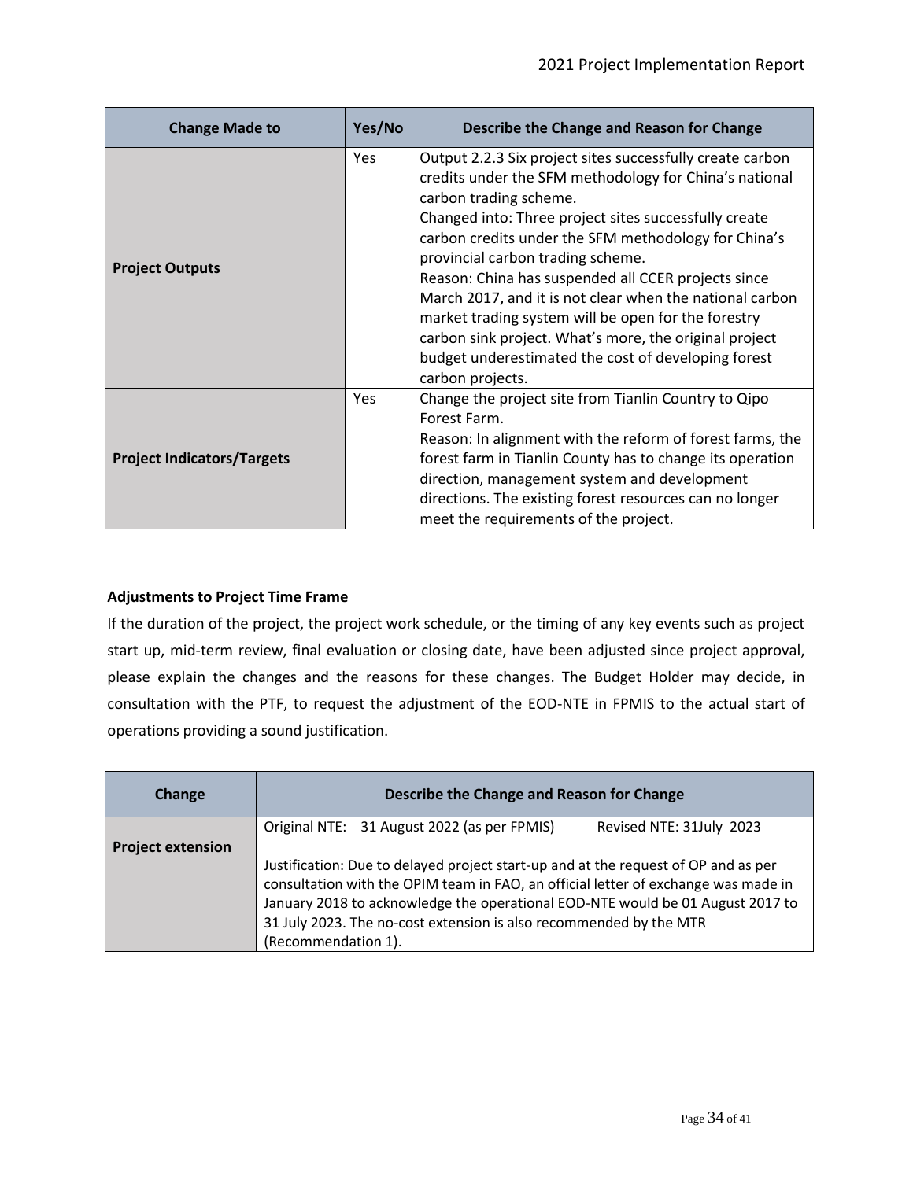| Change Made to | Yes/No | Describe the Change and Reason for Change |
|---|---|---|
| **Project Outputs** | Yes | Output 2.2.3 Six project sites successfully create carbon credits under the SFM methodology for China's national carbon trading scheme.<br>Changed into: Three project sites successfully create carbon credits under the SFM methodology for China's provincial carbon trading scheme.<br>Reason: China has suspended all CCER projects since March 2017, and it is not clear when the national carbon market trading system will be open for the forestry carbon sink project. What's more, the original project budget underestimated the cost of developing forest carbon projects. |
| **Project Indicators/Targets** | Yes | Change the project site from Tianlin Country to Qipo Forest Farm.<br>Reason: In alignment with the reform of forest farms, the forest farm in Tianlin County has to change its operation direction, management system and development directions. The existing forest resources can no longer meet the requirements of the project. |

**Adjustments to Project Time Frame**

If the duration of the project, the project work schedule, or the timing of any key events such as project start up, mid-term review, final evaluation or closing date, have been adjusted since project approval, please explain the changes and the reasons for these changes. The Budget Holder may decide, in consultation with the PTF, to request the adjustment of the EOD-NTE in FPMIS to the actual start of operations providing a sound justification.

| Change | Describe the Change and Reason for Change |
|---|---|
| **Project extension** | Original NTE: 31 August 2022 (as per FPMIS) Revised NTE: 31July 2023<br><br>Justification: Due to delayed project start-up and at the request of OP and as per consultation with the OPIM team in FAO, an official letter of exchange was made in January 2018 to acknowledge the operational EOD-NTE would be 01 August 2017 to 31 July 2023. The no-cost extension is also recommended by the MTR (Recommendation 1). |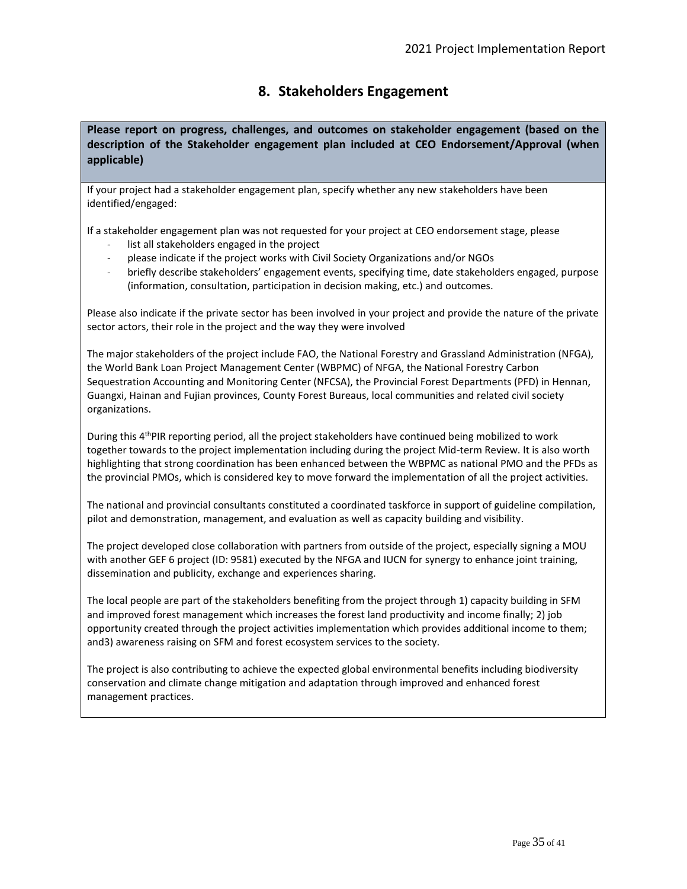# 8. Stakeholders Engagement

**Please report on progress, challenges, and outcomes on stakeholder engagement (based on the description of the Stakeholder engagement plan included at CEO Endorsement/Approval (when applicable)**

If your project had a stakeholder engagement plan, specify whether any new stakeholders have been identified/engaged:

If a stakeholder engagement plan was not requested for your project at CEO endorsement stage, please

- list all stakeholders engaged in the project
- please indicate if the project works with Civil Society Organizations and/or NGOs
- briefly describe stakeholders' engagement events, specifying time, date stakeholders engaged, purpose (information, consultation, participation in decision making, etc.) and outcomes.

Please also indicate if the private sector has been involved in your project and provide the nature of the private sector actors, their role in the project and the way they were involved

The major stakeholders of the project include FAO, the National Forestry and Grassland Administration (NFGA), the World Bank Loan Project Management Center (WBPMC) of NFGA, the National Forestry Carbon Sequestration Accounting and Monitoring Center (NFCSA), the Provincial Forest Departments (PFD) in Hennan, Guangxi, Hainan and Fujian provinces, County Forest Bureaus, local communities and related civil society organizations.

During this 4th PIR reporting period, all the project stakeholders have continued being mobilized to work together towards to the project implementation including during the project Mid-term Review. It is also worth highlighting that strong coordination has been enhanced between the WBPMC as national PMO and the PFDs as the provincial PMOs, which is considered key to move forward the implementation of all the project activities.

The national and provincial consultants constituted a coordinated taskforce in support of guideline compilation, pilot and demonstration, management, and evaluation as well as capacity building and visibility.

The project developed close collaboration with partners from outside of the project, especially signing a MOU with another GEF 6 project (ID: 9581) executed by the NFGA and IUCN for synergy to enhance joint training, dissemination and publicity, exchange and experiences sharing.

The local people are part of the stakeholders benefiting from the project through 1) capacity building in SFM and improved forest management which increases the forest land productivity and income finally; 2) job opportunity created through the project activities implementation which provides additional income to them; and3) awareness raising on SFM and forest ecosystem services to the society.

The project is also contributing to achieve the expected global environmental benefits including biodiversity conservation and climate change mitigation and adaptation through improved and enhanced forest management practices.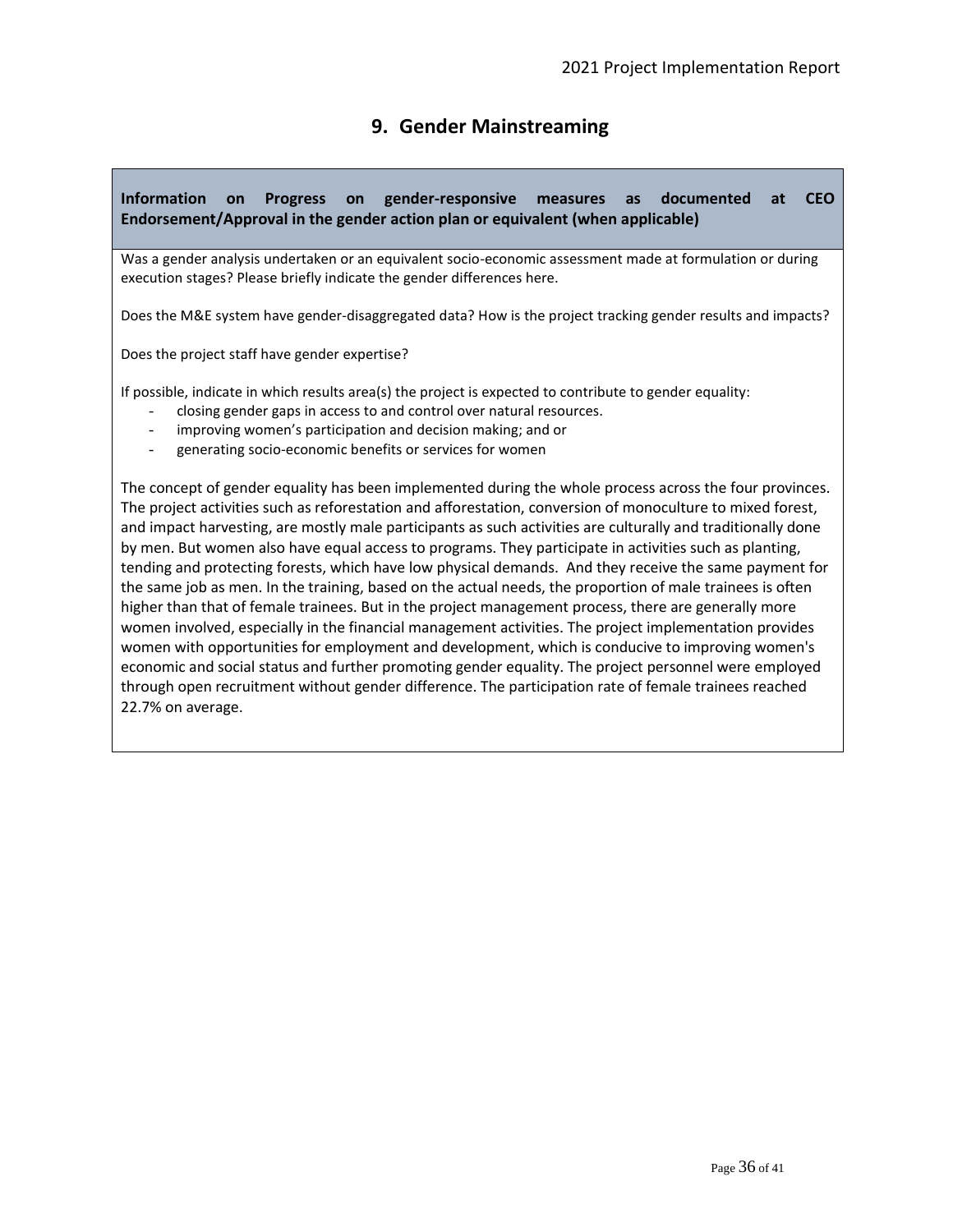## 9. Gender Mainstreaming

**Information on Progress on gender-responsive measures as documented at CEO Endorsement/Approval in the gender action plan or equivalent (when applicable)**

Was a gender analysis undertaken or an equivalent socio-economic assessment made at formulation or during execution stages? Please briefly indicate the gender differences here.

Does the M&E system have gender-disaggregated data? How is the project tracking gender results and impacts?

Does the project staff have gender expertise?

If possible, indicate in which results area(s) the project is expected to contribute to gender equality:

- closing gender gaps in access to and control over natural resources.
- improving women's participation and decision making; and or
- generating socio-economic benefits or services for women

The concept of gender equality has been implemented during the whole process across the four provinces. The project activities such as reforestation and afforestation, conversion of monoculture to mixed forest, and impact harvesting, are mostly male participants as such activities are culturally and traditionally done by men. But women also have equal access to programs. They participate in activities such as planting, tending and protecting forests, which have low physical demands. And they receive the same payment for the same job as men. In the training, based on the actual needs, the proportion of male trainees is often higher than that of female trainees. But in the project management process, there are generally more women involved, especially in the financial management activities. The project implementation provides women with opportunities for employment and development, which is conducive to improving women's economic and social status and further promoting gender equality. The project personnel were employed through open recruitment without gender difference. The participation rate of female trainees reached 22.7% on average.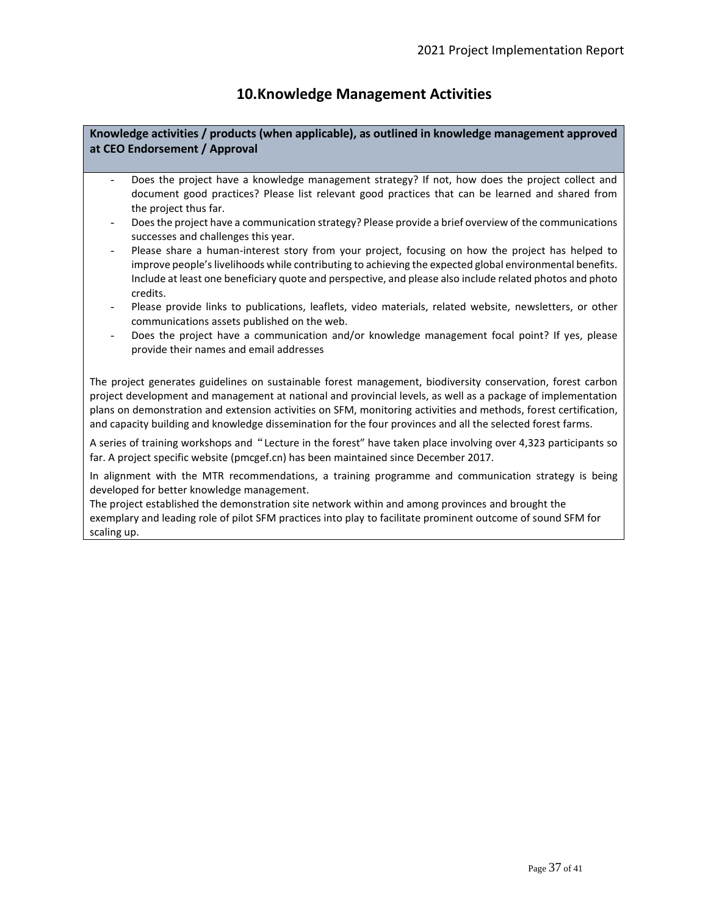# 10.Knowledge Management Activities

**Knowledge activities / products (when applicable), as outlined in knowledge management approved at CEO Endorsement / Approval**

- Does the project have a knowledge management strategy? If not, how does the project collect and document good practices? Please list relevant good practices that can be learned and shared from the project thus far.
- Does the project have a communication strategy? Please provide a brief overview of the communications successes and challenges this year.
- Please share a human-interest story from your project, focusing on how the project has helped to improve people's livelihoods while contributing to achieving the expected global environmental benefits. Include at least one beneficiary quote and perspective, and please also include related photos and photo credits.
- Please provide links to publications, leaflets, video materials, related website, newsletters, or other communications assets published on the web.
- Does the project have a communication and/or knowledge management focal point? If yes, please provide their names and email addresses

The project generates guidelines on sustainable forest management, biodiversity conservation, forest carbon project development and management at national and provincial levels, as well as a package of implementation plans on demonstration and extension activities on SFM, monitoring activities and methods, forest certification, and capacity building and knowledge dissemination for the four provinces and all the selected forest farms.

A series of training workshops and "Lecture in the forest" have taken place involving over 4,323 participants so far. A project specific website (pmcgef.cn) has been maintained since December 2017.

In alignment with the MTR recommendations, a training programme and communication strategy is being developed for better knowledge management.
The project established the demonstration site network within and among provinces and brought the exemplary and leading role of pilot SFM practices into play to facilitate prominent outcome of sound SFM for scaling up.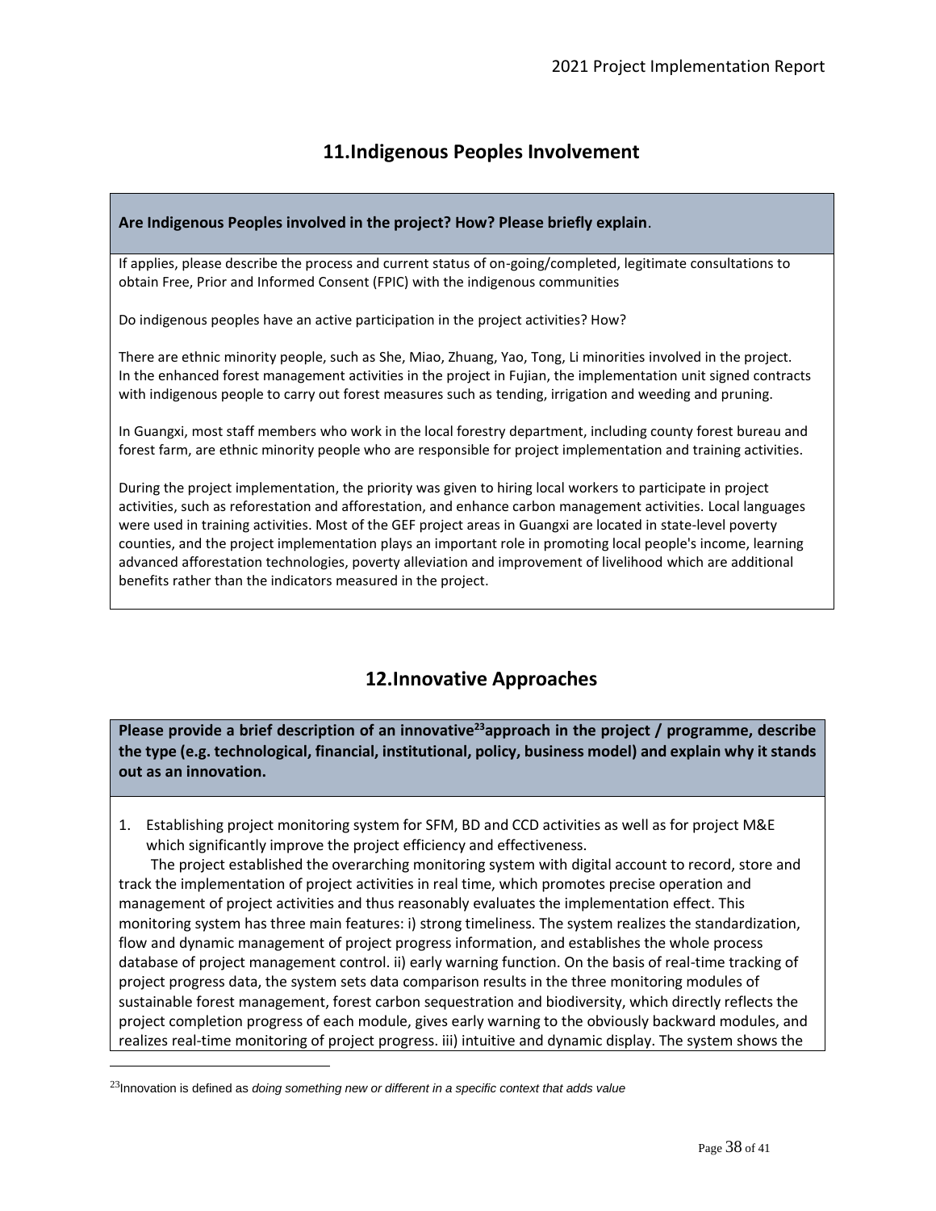## 11. Indigenous Peoples Involvement

**Are Indigenous Peoples involved in the project? How? Please briefly explain**.

If applies, please describe the process and current status of on-going/completed, legitimate consultations to obtain Free, Prior and Informed Consent (FPIC) with the indigenous communities

Do indigenous peoples have an active participation in the project activities? How?

There are ethnic minority people, such as She, Miao, Zhuang, Yao, Tong, Li minorities involved in the project. In the enhanced forest management activities in the project in Fujian, the implementation unit signed contracts with indigenous people to carry out forest measures such as tending, irrigation and weeding and pruning.

In Guangxi, most staff members who work in the local forestry department, including county forest bureau and forest farm, are ethnic minority people who are responsible for project implementation and training activities.

During the project implementation, the priority was given to hiring local workers to participate in project activities, such as reforestation and afforestation, and enhance carbon management activities. Local languages were used in training activities. Most of the GEF project areas in Guangxi are located in state-level poverty counties, and the project implementation plays an important role in promoting local people's income, learning advanced afforestation technologies, poverty alleviation and improvement of livelihood which are additional benefits rather than the indicators measured in the project.

## 12. Innovative Approaches

**Please provide a brief description of an innovative[23] approach in the project / programme, describe the type (e.g. technological, financial, institutional, policy, business model) and explain why it stands out as an innovation.**

1. Establishing project monitoring system for SFM, BD and CCD activities as well as for project M&E which significantly improve the project efficiency and effectiveness.

The project established the overarching monitoring system with digital account to record, store and track the implementation of project activities in real time, which promotes precise operation and management of project activities and thus reasonably evaluates the implementation effect. This monitoring system has three main features: i) strong timeliness. The system realizes the standardization, flow and dynamic management of project progress information, and establishes the whole process database of project management control. ii) early warning function. On the basis of real-time tracking of project progress data, the system sets data comparison results in the three monitoring modules of sustainable forest management, forest carbon sequestration and biodiversity, which directly reflects the project completion progress of each module, gives early warning to the obviously backward modules, and realizes real-time monitoring of project progress. iii) intuitive and dynamic display. The system shows the

[23] Innovation is defined as *doing something new or different in a specific context that adds value*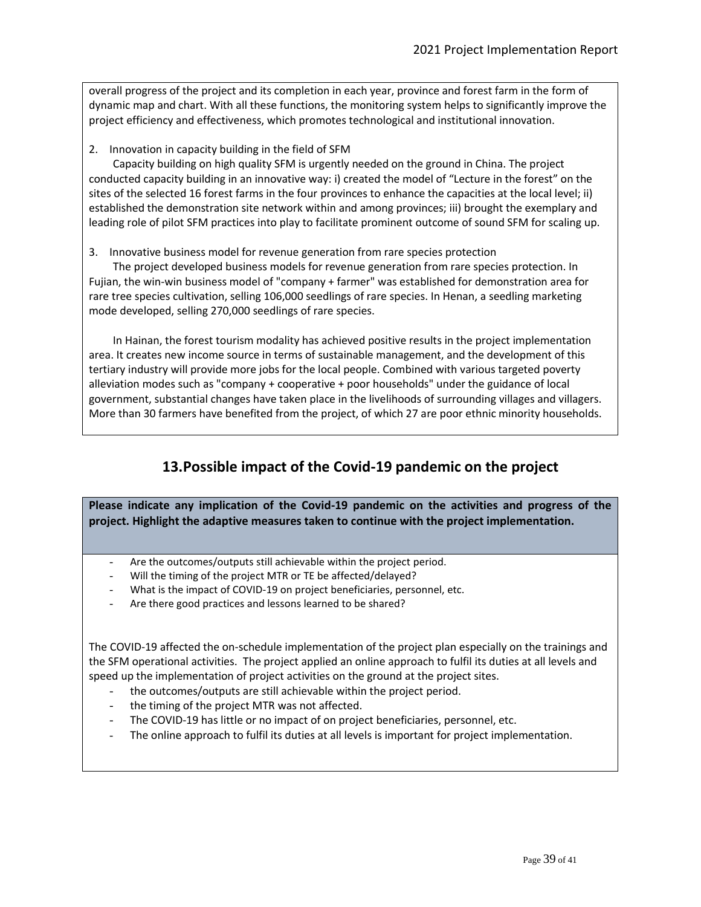overall progress of the project and its completion in each year, province and forest farm in the form of dynamic map and chart. With all these functions, the monitoring system helps to significantly improve the project efficiency and effectiveness, which promotes technological and institutional innovation.

2. Innovation in capacity building in the field of SFM

Capacity building on high quality SFM is urgently needed on the ground in China. The project conducted capacity building in an innovative way: i) created the model of "Lecture in the forest" on the sites of the selected 16 forest farms in the four provinces to enhance the capacities at the local level; ii) established the demonstration site network within and among provinces; iii) brought the exemplary and leading role of pilot SFM practices into play to facilitate prominent outcome of sound SFM for scaling up.

3. Innovative business model for revenue generation from rare species protection

The project developed business models for revenue generation from rare species protection. In Fujian, the win-win business model of "company + farmer" was established for demonstration area for rare tree species cultivation, selling 106,000 seedlings of rare species. In Henan, a seedling marketing mode developed, selling 270,000 seedlings of rare species.

In Hainan, the forest tourism modality has achieved positive results in the project implementation area. It creates new income source in terms of sustainable management, and the development of this tertiary industry will provide more jobs for the local people. Combined with various targeted poverty alleviation modes such as "company + cooperative + poor households" under the guidance of local government, substantial changes have taken place in the livelihoods of surrounding villages and villagers. More than 30 farmers have benefited from the project, of which 27 are poor ethnic minority households.

## 13. Possible impact of the Covid-19 pandemic on the project

**Please indicate any implication of the Covid-19 pandemic on the activities and progress of the project. Highlight the adaptive measures taken to continue with the project implementation.**

- Are the outcomes/outputs still achievable within the project period.
- Will the timing of the project MTR or TE be affected/delayed?
- What is the impact of COVID-19 on project beneficiaries, personnel, etc.
- Are there good practices and lessons learned to be shared?

The COVID-19 affected the on-schedule implementation of the project plan especially on the trainings and the SFM operational activities. The project applied an online approach to fulfil its duties at all levels and speed up the implementation of project activities on the ground at the project sites.

- the outcomes/outputs are still achievable within the project period.
- the timing of the project MTR was not affected.
- The COVID-19 has little or no impact of on project beneficiaries, personnel, etc.
- The online approach to fulfil its duties at all levels is important for project implementation.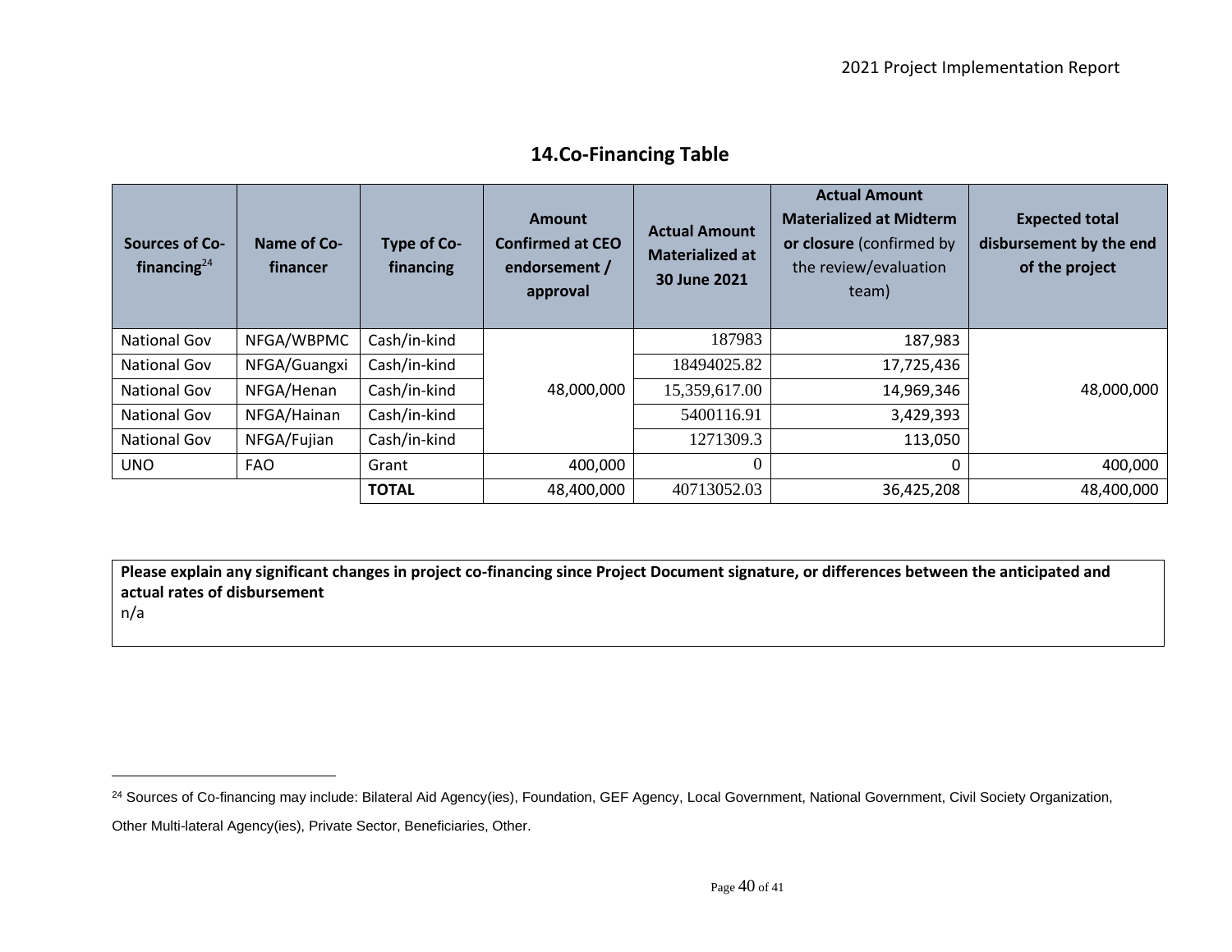## 14.Co-Financing Table

| Sources of Co-financing[24] | Name of Co-financer | Type of Co-financing | Amount Confirmed at CEO endorsement / approval | Actual Amount Materialized at 30 June 2021 | Actual Amount Materialized at Midterm or closure (confirmed by the review/evaluation team) | Expected total disbursement by the end of the project |
|---|---|---|---|---|---|---|
| National Gov | NFGA/WBPMC | Cash/in-kind | 48,000,000 | 187983 | 187,983 | 48,000,000 |
| National Gov | NFGA/Guangxi | Cash/in-kind | | 18494025.82 | 17,725,436 | |
| National Gov | NFGA/Henan | Cash/in-kind | | 15,359,617.00 | 14,969,346 | |
| National Gov | NFGA/Hainan | Cash/in-kind | | 5400116.91 | 3,429,393 | |
| National Gov | NFGA/Fujian | Cash/in-kind | | 1271309.3 | 113,050 | |
| UNO | FAO | Grant | 400,000 | 0 | 0 | 400,000 |
| | | **TOTAL** | 48,400,000 | 40713052.03 | 36,425,208 | 48,400,000 |

**Please explain any significant changes in project co-financing since Project Document signature, or differences between the anticipated and actual rates of disbursement**

n/a

[24] Sources of Co-financing may include: Bilateral Aid Agency(ies), Foundation, GEF Agency, Local Government, National Government, Civil Society Organization, Other Multi-lateral Agency(ies), Private Sector, Beneficiaries, Other.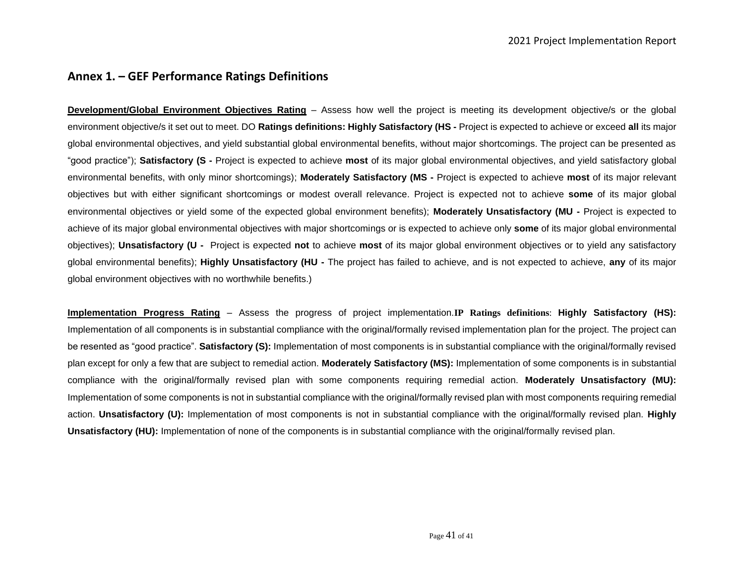## Annex 1. – GEF Performance Ratings Definitions

**Development/Global Environment Objectives Rating** – Assess how well the project is meeting its development objective/s or the global environment objective/s it set out to meet. DO **Ratings definitions: Highly Satisfactory (HS -** Project is expected to achieve or exceed **all** its major global environmental objectives, and yield substantial global environmental benefits, without major shortcomings. The project can be presented as "good practice"); **Satisfactory (S -** Project is expected to achieve **most** of its major global environmental objectives, and yield satisfactory global environmental benefits, with only minor shortcomings); **Moderately Satisfactory (MS -** Project is expected to achieve **most** of its major relevant objectives but with either significant shortcomings or modest overall relevance. Project is expected not to achieve **some** of its major global environmental objectives or yield some of the expected global environment benefits); **Moderately Unsatisfactory (MU -** Project is expected to achieve of its major global environmental objectives with major shortcomings or is expected to achieve only **some** of its major global environmental objectives); **Unsatisfactory (U -** Project is expected **not** to achieve **most** of its major global environment objectives or to yield any satisfactory global environmental benefits); **Highly Unsatisfactory (HU -** The project has failed to achieve, and is not expected to achieve, **any** of its major global environment objectives with no worthwhile benefits.)

**Implementation Progress Rating** – Assess the progress of project implementation.**IP Ratings definitions**: **Highly Satisfactory (HS):** Implementation of all components is in substantial compliance with the original/formally revised implementation plan for the project. The project can be resented as "good practice". **Satisfactory (S):** Implementation of most components is in substantial compliance with the original/formally revised plan except for only a few that are subject to remedial action. **Moderately Satisfactory (MS):** Implementation of some components is in substantial compliance with the original/formally revised plan with some components requiring remedial action. **Moderately Unsatisfactory (MU):** Implementation of some components is not in substantial compliance with the original/formally revised plan with most components requiring remedial action. **Unsatisfactory (U):** Implementation of most components is not in substantial compliance with the original/formally revised plan. **Highly Unsatisfactory (HU):** Implementation of none of the components is in substantial compliance with the original/formally revised plan.